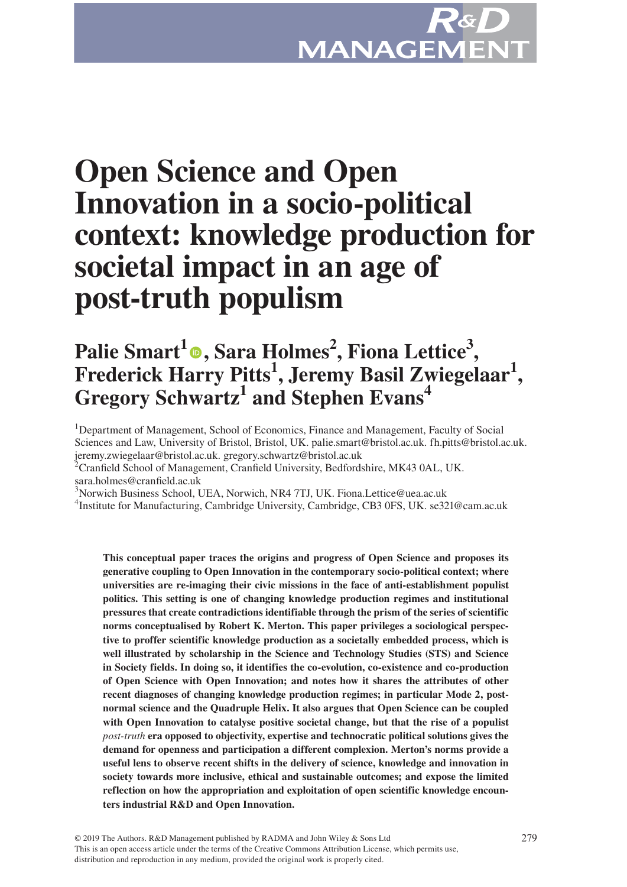# Open Science and Open Innovation in a socio-political context: knowledge production for societal impact in an age of post-truth populism

## Palie Smart[1], Sara Holmes[2], Fiona Lettice[3], Frederick Harry Pitts[1], Jeremy Basil Zwiegelaar[1], Gregory Schwartz[1] and Stephen Evans[4]

[1]Department of Management, School of Economics, Finance and Management, Faculty of Social Sciences and Law, University of Bristol, Bristol, UK. palie.smart@bristol.ac.uk. fh.pitts@bristol.ac.uk. jeremy.zwiegelaar@bristol.ac.uk. gregory.schwartz@bristol.ac.uk

[2]Cranfield School of Management, Cranfield University, Bedfordshire, MK43 0AL, UK. sara.holmes@cranfield.ac.uk

[3]Norwich Business School, UEA, Norwich, NR4 7TJ, UK. Fiona.Lettice@uea.ac.uk

[4]Institute for Manufacturing, Cambridge University, Cambridge, CB3 0FS, UK. se321@cam.ac.uk

**This conceptual paper traces the origins and progress of Open Science and proposes its generative coupling to Open Innovation in the contemporary socio-political context; where universities are re-imaging their civic missions in the face of anti-establishment populist politics. This setting is one of changing knowledge production regimes and institutional pressures that create contradictions identifiable through the prism of the series of scientific norms conceptualised by Robert K. Merton. This paper privileges a sociological perspective to proffer scientific knowledge production as a societally embedded process, which is well illustrated by scholarship in the Science and Technology Studies (STS) and Science in Society fields. In doing so, it identifies the co-evolution, co-existence and co-production of Open Science with Open Innovation; and notes how it shares the attributes of other recent diagnoses of changing knowledge production regimes; in particular Mode 2, post-normal science and the Quadruple Helix. It also argues that Open Science can be coupled with Open Innovation to catalyse positive societal change, but that the rise of a populist *post-truth* era opposed to objectivity, expertise and technocratic political solutions gives the demand for openness and participation a different complexity. Merton's norms provide a useful lens to observe recent shifts in the delivery of science, knowledge and innovation in society towards more inclusive, ethical and sustainable outcomes; and expose the limited reflection on how the appropriation and exploitation of open scientific knowledge encounters industrial R&D and Open Innovation.**

© 2019 The Authors. R&D Management published by RADMA and John Wiley & Sons Ltd

This is an open access article under the terms of the Creative Commons Attribution License, which permits use, distribution and reproduction in any medium, provided the original work is properly cited.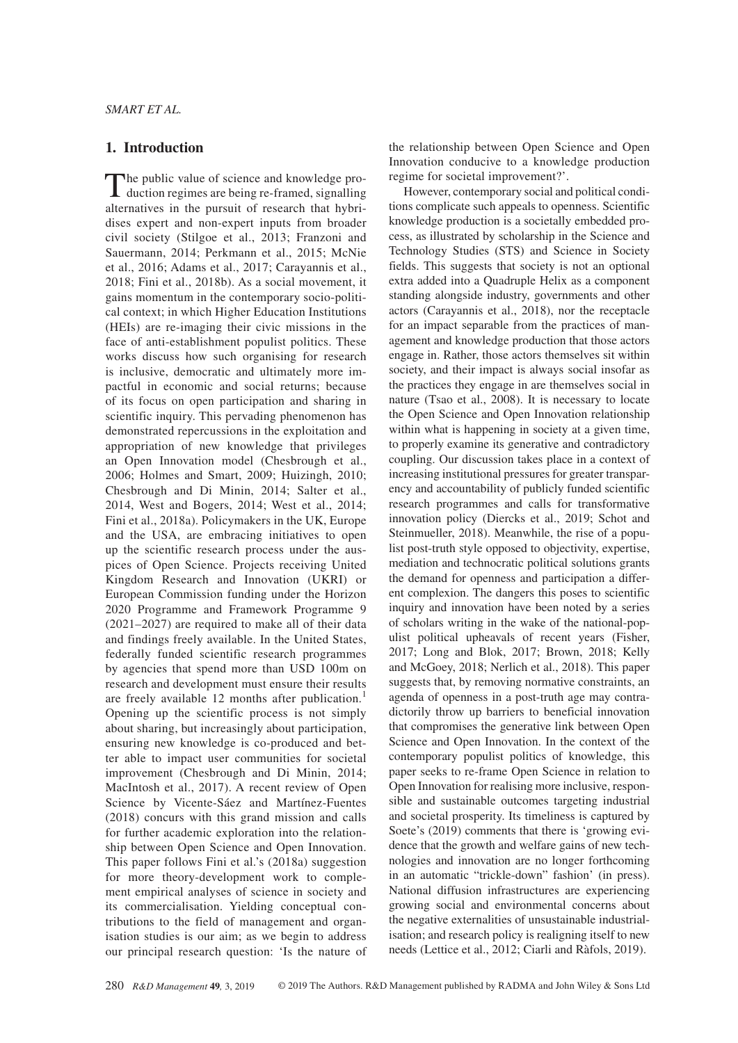## 1. Introduction

The public value of science and knowledge production regimes are being re-framed, signalling alternatives in the pursuit of research that hybridises expert and non-expert inputs from broader civil society (Stilgoe et al., 2013; Franzoni and Sauermann, 2014; Perkmann et al., 2015; McNie et al., 2016; Adams et al., 2017; Carayannis et al., 2018; Fini et al., 2018b). As a social movement, it gains momentum in the contemporary socio-political context; in which Higher Education Institutions (HEIs) are re-imaging their civic missions in the face of anti-establishment populist politics. These works discuss how such organising for research is inclusive, democratic and ultimately more impactful in economic and social returns; because of its focus on open participation and sharing in scientific inquiry. This pervading phenomenon has demonstrated repercussions in the exploitation and appropriation of new knowledge that privileges an Open Innovation model (Chesbrough et al., 2006; Holmes and Smart, 2009; Huizingh, 2010; Chesbrough and Di Minin, 2014; Salter et al., 2014, West and Bogers, 2014; West et al., 2014; Fini et al., 2018a). Policymakers in the UK, Europe and the USA, are embracing initiatives to open up the scientific research process under the auspices of Open Science. Projects receiving United Kingdom Research and Innovation (UKRI) or European Commission funding under the Horizon 2020 Programme and Framework Programme 9 (2021–2027) are required to make all of their data and findings freely available. In the United States, federally funded scientific research programmes by agencies that spend more than USD 100m on research and development must ensure their results are freely available 12 months after publication.[1] Opening up the scientific process is not simply about sharing, but increasingly about participation, ensuring new knowledge is co-produced and better able to impact user communities for societal improvement (Chesbrough and Di Minin, 2014; MacIntosh et al., 2017). A recent review of Open Science by Vicente-Sáez and Martínez-Fuentes (2018) concurs with this grand mission and calls for further academic exploration into the relationship between Open Science and Open Innovation. This paper follows Fini et al.'s (2018a) suggestion for more theory-development work to complement empirical analyses of science in society and its commercialisation. Yielding conceptual contributions to the field of management and organisation studies is our aim; as we begin to address our principal research question: 'Is the nature of the relationship between Open Science and Open Innovation conducive to a knowledge production regime for societal improvement?'.

However, contemporary social and political conditions complicate such appeals to openness. Scientific knowledge production is a societally embedded process, as illustrated by scholarship in the Science and Technology Studies (STS) and Science in Society fields. This suggests that society is not an optional extra added into a Quadruple Helix as a component standing alongside industry, governments and other actors (Carayannis et al., 2018), nor the receptacle for an impact separable from the practices of management and knowledge production that those actors engage in. Rather, those actors themselves sit within society, and their impact is always social insofar as the practices they engage in are themselves social in nature (Tsao et al., 2008). It is necessary to locate the Open Science and Open Innovation relationship within what is happening in society at a given time, to properly examine its generative and contradictory coupling. Our discussion takes place in a context of increasing institutional pressures for greater transparency and accountability of publicly funded scientific research programmes and calls for transformative innovation policy (Diercks et al., 2019; Schot and Steinmueller, 2018). Meanwhile, the rise of a populist post-truth style opposed to objectivity, expertise, mediation and technocratic political solutions grants the demand for openness and participation a different complexion. The dangers this poses to scientific inquiry and innovation have been noted by a series of scholars writing in the wake of the national-populist political upheavals of recent years (Fisher, 2017; Long and Blok, 2017; Brown, 2018; Kelly and McGoey, 2018; Nerlich et al., 2018). This paper suggests that, by removing normative constraints, an agenda of openness in a post-truth age may contradictorily throw up barriers to beneficial innovation that compromises the generative link between Open Science and Open Innovation. In the context of the contemporary populist politics of knowledge, this paper seeks to re-frame Open Science in relation to Open Innovation for realising more inclusive, responsible and sustainable outcomes targeting industrial and societal prosperity. Its timeliness is captured by Soete's (2019) comments that there is 'growing evidence that the growth and welfare gains of new technologies and innovation are no longer forthcoming in an automatic "trickle-down" fashion' (in press). National diffusion infrastructures are experiencing growing social and environmental concerns about the negative externalities of unsustainable industrialisation; and research policy is realigning itself to new needs (Lettice et al., 2012; Ciarli and Ràfols, 2019).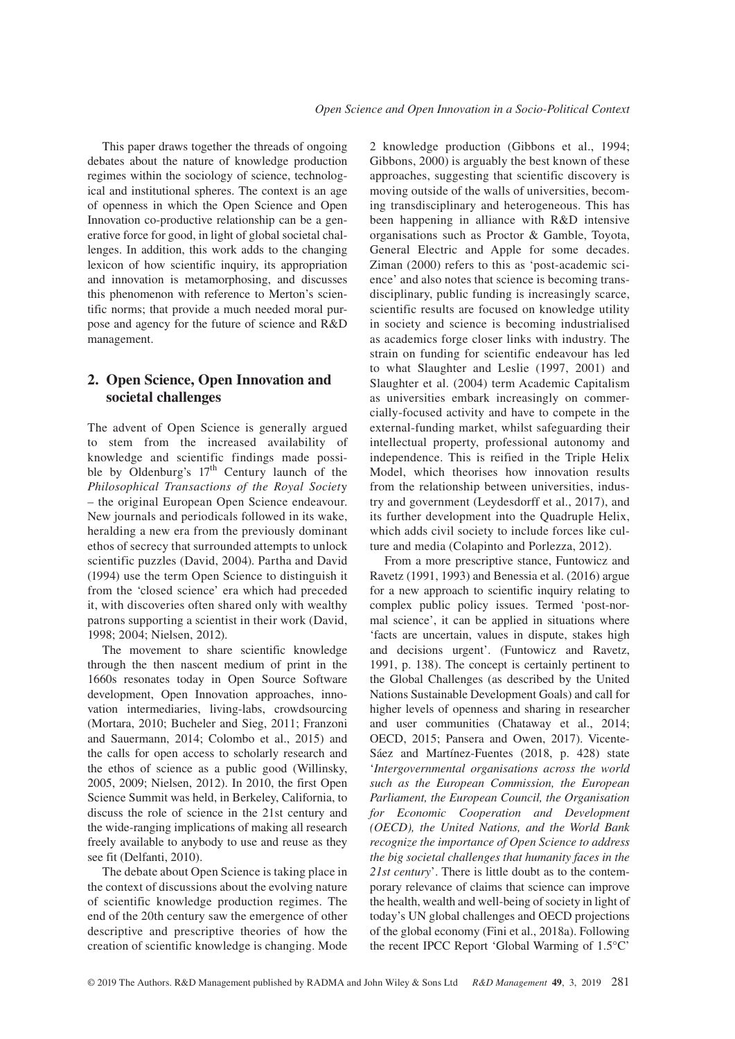This paper draws together the threads of ongoing debates about the nature of knowledge production regimes within the sociology of science, technological and institutional spheres. The context is an age of openness in which the Open Science and Open Innovation co-productive relationship can be a generative force for good, in light of global societal challenges. In addition, this work adds to the changing lexicon of how scientific inquiry, its appropriation and innovation is metamorphosing, and discusses this phenomenon with reference to Merton's scientific norms; that provide a much needed moral purpose and agency for the future of science and R&D management.

## 2. Open Science, Open Innovation and societal challenges

The advent of Open Science is generally argued to stem from the increased availability of knowledge and scientific findings made possible by Oldenburg's 17th Century launch of the *Philosophical Transactions of the Royal Society* – the original European Open Science endeavour. New journals and periodicals followed in its wake, heralding a new era from the previously dominant ethos of secrecy that surrounded attempts to unlock scientific puzzles (David, 2004). Partha and David (1994) use the term Open Science to distinguish it from the 'closed science' era which had preceded it, with discoveries often shared only with wealthy patrons supporting a scientist in their work (David, 1998; 2004; Nielsen, 2012).

The movement to share scientific knowledge through the then nascent medium of print in the 1660s resonates today in Open Source Software development, Open Innovation approaches, innovation intermediaries, living-labs, crowdsourcing (Mortara, 2010; Bucheler and Sieg, 2011; Franzoni and Sauermann, 2014; Colombo et al., 2015) and the calls for open access to scholarly research and the ethos of science as a public good (Willinsky, 2005, 2009; Nielsen, 2012). In 2010, the first Open Science Summit was held, in Berkeley, California, to discuss the role of science in the 21st century and the wide-ranging implications of making all research freely available to anybody to use and reuse as they see fit (Delfanti, 2010).

The debate about Open Science is taking place in the context of discussions about the evolving nature of scientific knowledge production regimes. The end of the 20th century saw the emergence of other descriptive and prescriptive theories of how the creation of scientific knowledge is changing. Mode 2 knowledge production (Gibbons et al., 1994; Gibbons, 2000) is arguably the best known of these approaches, suggesting that scientific discovery is moving outside of the walls of universities, becoming transdisciplinary and heterogeneous. This has been happening in alliance with R&D intensive organisations such as Proctor & Gamble, Toyota, General Electric and Apple for some decades. Ziman (2000) refers to this as 'post-academic science' and also notes that science is becoming transdisciplinary, public funding is increasingly scarce, scientific results are focused on knowledge utility in society and science is becoming industrialised as academics forge closer links with industry. The strain on funding for scientific endeavour has led to what Slaughter and Leslie (1997, 2001) and Slaughter et al. (2004) term Academic Capitalism as universities embark increasingly on commercially-focused activity and have to compete in the external-funding market, whilst safeguarding their intellectual property, professional autonomy and independence. This is reified in the Triple Helix Model, which theorises how innovation results from the relationship between universities, industry and government (Leydesdorff et al., 2017), and its further development into the Quadruple Helix, which adds civil society to include forces like culture and media (Colapinto and Porlezza, 2012).

From a more prescriptive stance, Funtowicz and Ravetz (1991, 1993) and Benessia et al. (2016) argue for a new approach to scientific inquiry relating to complex public policy issues. Termed 'post-normal science', it can be applied in situations where 'facts are uncertain, values in dispute, stakes high and decisions urgent'. (Funtowicz and Ravetz, 1991, p. 138). The concept is certainly pertinent to the Global Challenges (as described by the United Nations Sustainable Development Goals) and call for higher levels of openness and sharing in researcher and user communities (Chataway et al., 2014; OECD, 2015; Pansera and Owen, 2017). Vicente-Sáez and Martínez-Fuentes (2018, p. 428) state '*Intergovernmental organisations across the world such as the European Commission, the European Parliament, the European Council, the Organisation for Economic Cooperation and Development (OECD), the United Nations, and the World Bank recognize the importance of Open Science to address the big societal challenges that humanity faces in the 21st century*'. There is little doubt as to the contemporary relevance of claims that science can improve the health, wealth and well-being of society in light of today's UN global challenges and OECD projections of the global economy (Fini et al., 2018a). Following the recent IPCC Report 'Global Warming of 1.5°C'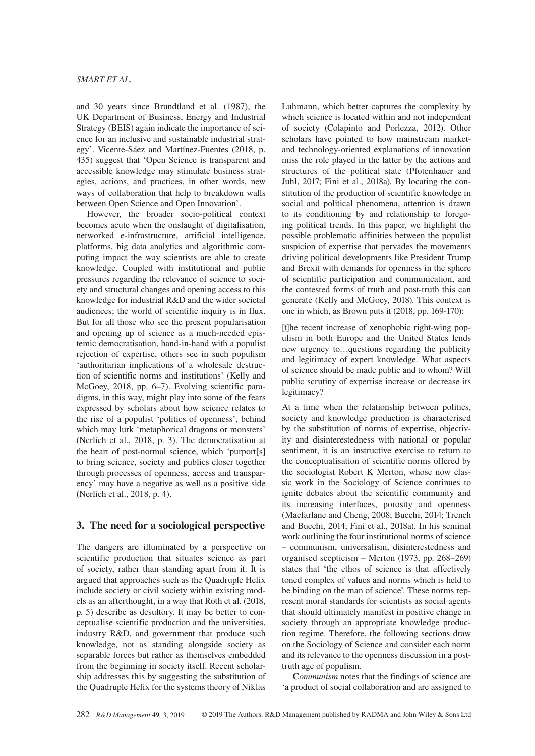and 30 years since Brundtland et al. (1987), the UK Department of Business, Energy and Industrial Strategy (BEIS) again indicate the importance of science for an inclusive and sustainable industrial strategy'. Vicente-Sáez and Martínez-Fuentes (2018, p. 435) suggest that 'Open Science is transparent and accessible knowledge may stimulate business strategies, actions, and practices, in other words, new ways of collaboration that help to breakdown walls between Open Science and Open Innovation'.

However, the broader socio-political context becomes acute when the onslaught of digitalisation, networked e-infrastructure, artificial intelligence, platforms, big data analytics and algorithmic computing impact the way scientists are able to create knowledge. Coupled with institutional and public pressures regarding the relevance of science to society and structural changes and opening access to this knowledge for industrial R&D and the wider societal audiences; the world of scientific inquiry is in flux. But for all those who see the present popularisation and opening up of science as a much-needed epistemic democratisation, hand-in-hand with a populist rejection of expertise, others see in such populism 'authoritarian implications of a wholesale destruction of scientific norms and institutions' (Kelly and McGoey, 2018, pp. 6–7). Evolving scientific paradigms, in this way, might play into some of the fears expressed by scholars about how science relates to the rise of a populist 'politics of openness', behind which may lurk 'metaphorical dragons or monsters' (Nerlich et al., 2018, p. 3). The democratisation at the heart of post-normal science, which 'purport[s] to bring science, society and publics closer together through processes of openness, access and transparency' may have a negative as well as a positive side (Nerlich et al., 2018, p. 4).

## 3. The need for a sociological perspective

The dangers are illuminated by a perspective on scientific production that situates science as part of society, rather than standing apart from it. It is argued that approaches such as the Quadruple Helix include society or civil society within existing models as an afterthought, in a way that Roth et al. (2018, p. 5) describe as desultory. It may be better to conceptualise scientific production and the universities, industry R&D, and government that produce such knowledge, not as standing alongside society as separable forces but rather as themselves embedded from the beginning in society itself. Recent scholarship addresses this by suggesting the substitution of the Quadruple Helix for the systems theory of Niklas Luhmann, which better captures the complexity by which science is located within and not independent of society (Colapinto and Porlezza, 2012). Other scholars have pointed to how mainstream market- and technology-oriented explanations of innovation miss the role played in the latter by the actions and structures of the political state (Pfotenhauer and Juhl, 2017; Fini et al., 2018a). By locating the constitution of the production of scientific knowledge in social and political phenomena, attention is drawn to its conditioning by and relationship to foregoing political trends. In this paper, we highlight the possible problematic affinities between the populist suspicion of expertise that pervades the movements driving political developments like President Trump and Brexit with demands for openness in the sphere of scientific participation and communication, and the contested forms of truth and post-truth this can generate (Kelly and McGoey, 2018). This context is one in which, as Brown puts it (2018, pp. 169-170):

> [t]he recent increase of xenophobic right-wing populism in both Europe and the United States lends new urgency to…questions regarding the publicity and legitimacy of expert knowledge. What aspects of science should be made public and to whom? Will public scrutiny of expertise increase or decrease its legitimacy?

At a time when the relationship between politics, society and knowledge production is characterised by the substitution of norms of expertise, objectivity and disinterestedness with national or popular sentiment, it is an instructive exercise to return to the conceptualisation of scientific norms offered by the sociologist Robert K Merton, whose now classic work in the Sociology of Science continues to ignite debates about the scientific community and its increasing interfaces, porosity and openness (Macfarlane and Cheng, 2008; Bucchi, 2014; Trench and Bucchi, 2014; Fini et al., 2018a). In his seminal work outlining the four institutional norms of science – communism, universalism, disinterestedness and organised scepticism – Merton (1973, pp. 268–269) states that 'the ethos of science is that affectively toned complex of values and norms which is held to be binding on the man of science'. These norms represent moral standards for scientists as social agents that should ultimately manifest in positive change in society through an appropriate knowledge production regime. Therefore, the following sections draw on the Sociology of Science and consider each norm and its relevance to the openness discussion in a post-truth age of populism.

**C***ommunism* notes that the findings of science are 'a product of social collaboration and are assigned to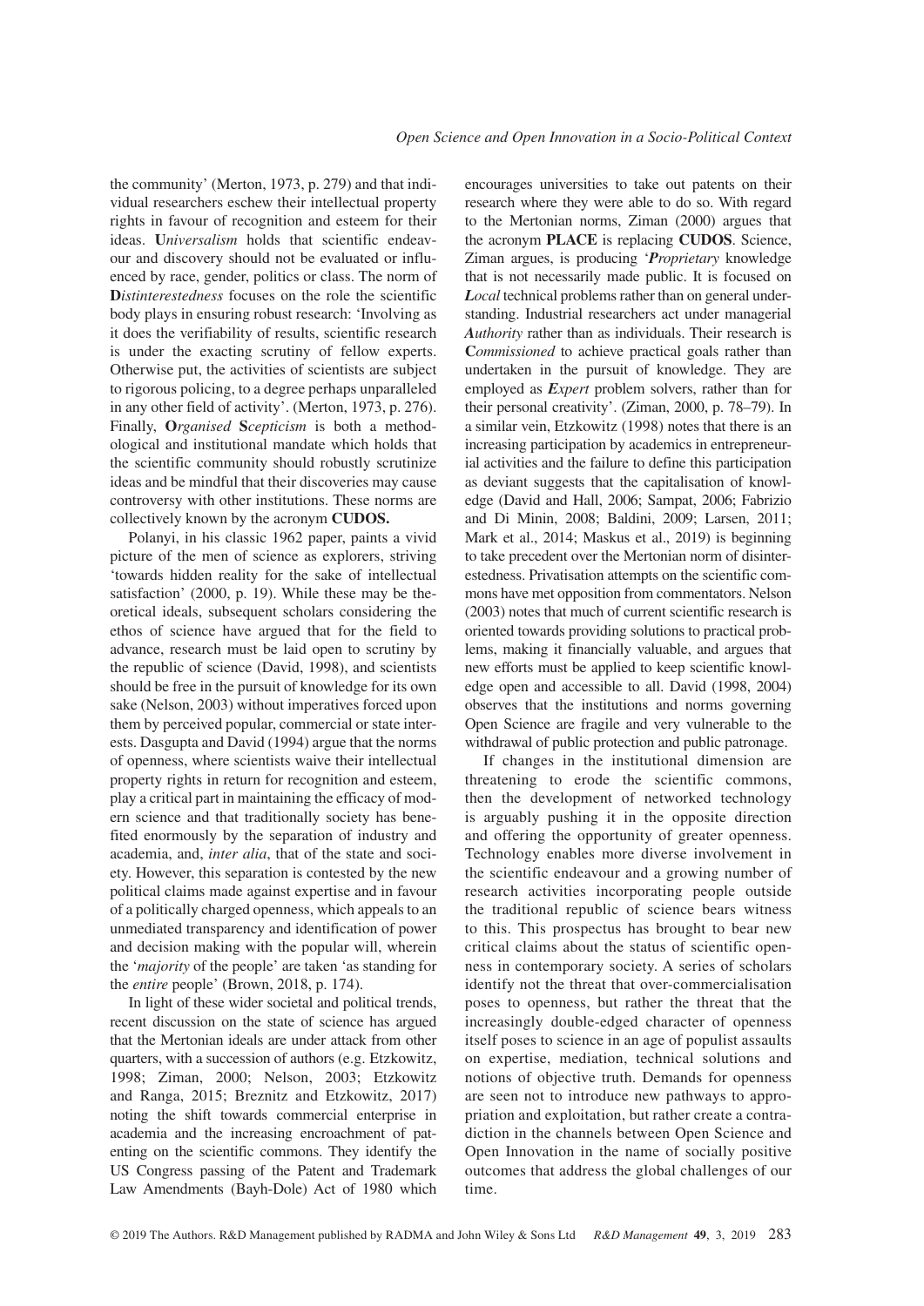the community' (Merton, 1973, p. 279) and that individual researchers eschew their intellectual property rights in favour of recognition and esteem for their ideas. **U***niversalism* holds that scientific endeavour and discovery should not be evaluated or influenced by race, gender, politics or class. The norm of **D***istinterestedness* focuses on the role the scientific body plays in ensuring robust research: 'Involving as it does the verifiability of results, scientific research is under the exacting scrutiny of fellow experts. Otherwise put, the activities of scientists are subject to rigorous policing, to a degree perhaps unparalleled in any other field of activity'. (Merton, 1973, p. 276). Finally, **O***rganised* **S***cepticism* is both a methodological and institutional mandate which holds that the scientific community should robustly scrutinize ideas and be mindful that their discoveries may cause controversy with other institutions. These norms are collectively known by the acronym **CUDOS.**

Polanyi, in his classic 1962 paper, paints a vivid picture of the men of science as explorers, striving 'towards hidden reality for the sake of intellectual satisfaction' (2000, p. 19). While these may be theoretical ideals, subsequent scholars considering the ethos of science have argued that for the field to advance, research must be laid open to scrutiny by the republic of science (David, 1998), and scientists should be free in the pursuit of knowledge for its own sake (Nelson, 2003) without imperatives forced upon them by perceived popular, commercial or state interests. Dasgupta and David (1994) argue that the norms of openness, where scientists waive their intellectual property rights in return for recognition and esteem, play a critical part in maintaining the efficacy of modern science and that traditionally society has benefited enormously by the separation of industry and academia, and, *inter alia*, that of the state and society. However, this separation is contested by the new political claims made against expertise and in favour of a politically charged openness, which appeals to an unmediated transparency and identification of power and decision making with the popular will, wherein the '*majority* of the people' are taken 'as standing for the *entire* people' (Brown, 2018, p. 174).

In light of these wider societal and political trends, recent discussion on the state of science has argued that the Mertonian ideals are under attack from other quarters, with a succession of authors (e.g. Etzkowitz, 1998; Ziman, 2000; Nelson, 2003; Etzkowitz and Ranga, 2015; Breznitz and Etzkowitz, 2017) noting the shift towards commercial enterprise in academia and the increasing encroachment of patenting on the scientific commons. They identify the US Congress passing of the Patent and Trademark Law Amendments (Bayh-Dole) Act of 1980 which encourages universities to take out patents on their research where they were able to do so. With regard to the Mertonian norms, Ziman (2000) argues that the acronym **PLACE** is replacing **CUDOS**. Science, Ziman argues, is producing '***P****roprietary* knowledge that is not necessarily made public. It is focused on ***L****ocal* technical problems rather than on general understanding. Industrial researchers act under managerial ***A****uthority* rather than as individuals. Their research is **C***ommissioned* to achieve practical goals rather than undertaken in the pursuit of knowledge. They are employed as ***E****xpert* problem solvers, rather than for their personal creativity'. (Ziman, 2000, p. 78–79). In a similar vein, Etzkowitz (1998) notes that there is an increasing participation by academics in entrepreneurial activities and the failure to define this participation as deviant suggests that the capitalisation of knowledge (David and Hall, 2006; Sampat, 2006; Fabrizio and Di Minin, 2008; Baldini, 2009; Larsen, 2011; Mark et al., 2014; Maskus et al., 2019) is beginning to take precedent over the Mertonian norm of disinterestedness. Privatisation attempts on the scientific commons have met opposition from commentators. Nelson (2003) notes that much of current scientific research is oriented towards providing solutions to practical problems, making it financially valuable, and argues that new efforts must be applied to keep scientific knowledge open and accessible to all. David (1998, 2004) observes that the institutions and norms governing Open Science are fragile and very vulnerable to the withdrawal of public protection and public patronage.

If changes in the institutional dimension are threatening to erode the scientific commons, then the development of networked technology is arguably pushing it in the opposite direction and offering the opportunity of greater openness. Technology enables more diverse involvement in the scientific endeavour and a growing number of research activities incorporating people outside the traditional republic of science bears witness to this. This prospectus has brought to bear new critical claims about the status of scientific openness in contemporary society. A series of scholars identify not the threat that over-commercialisation poses to openness, but rather the threat that the increasingly double-edged character of openness itself poses to science in an age of populist assaults on expertise, mediation, technical solutions and notions of objective truth. Demands for openness are seen not to introduce new pathways to appropriation and exploitation, but rather create a contradiction in the channels between Open Science and Open Innovation in the name of socially positive outcomes that address the global challenges of our time.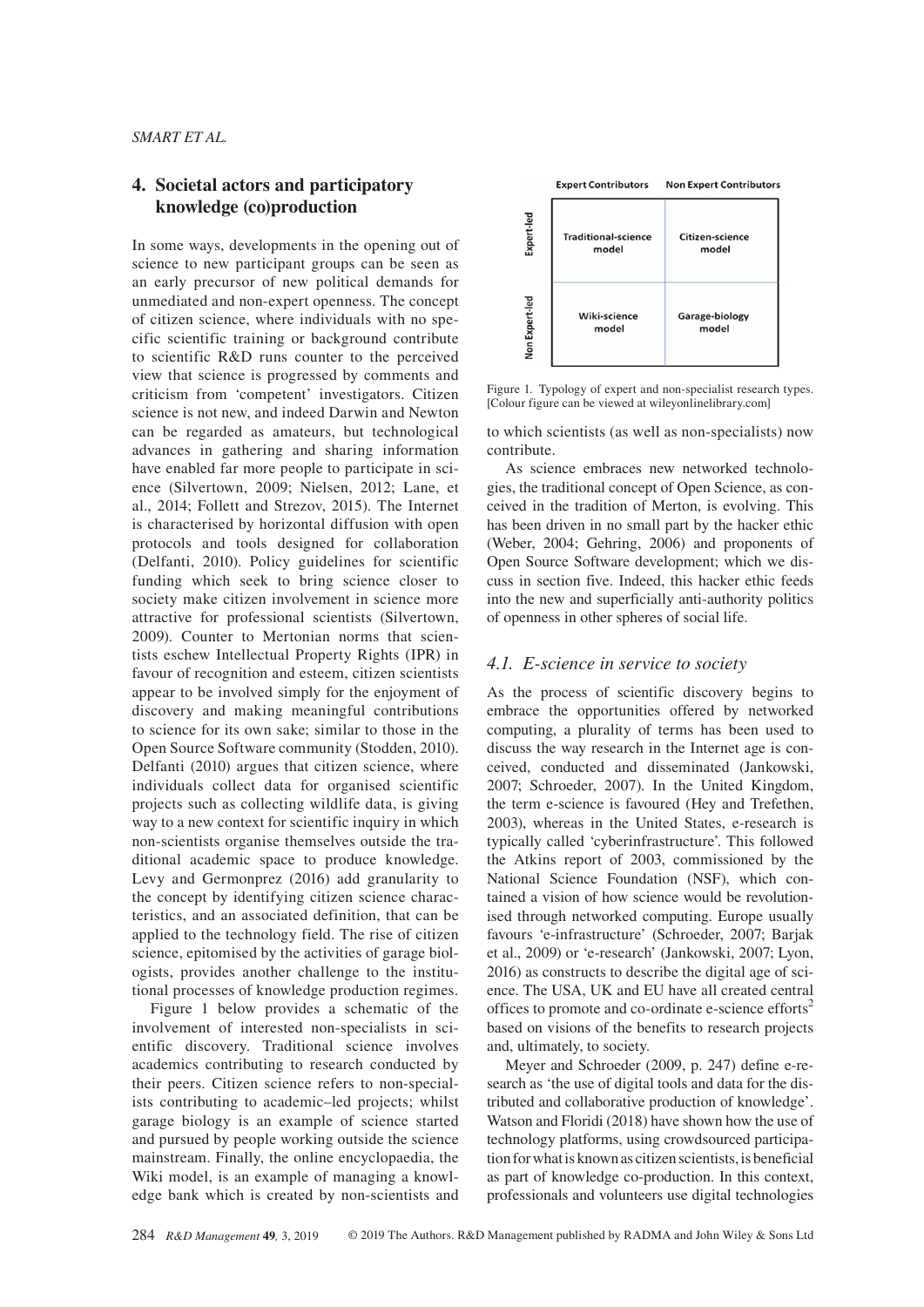## 4. Societal actors and participatory knowledge (co)production

In some ways, developments in the opening out of science to new participant groups can be seen as an early precursor of new political demands for unmediated and non-expert openness. The concept of citizen science, where individuals with no specific scientific training or background contribute to scientific R&D runs counter to the perceived view that science is progressed by comments and criticism from 'competent' investigators. Citizen science is not new, and indeed Darwin and Newton can be regarded as amateurs, but technological advances in gathering and sharing information have enabled far more people to participate in science (Silvertown, 2009; Nielsen, 2012; Lane, et al., 2014; Follett and Strezov, 2015). The Internet is characterised by horizontal diffusion with open protocols and tools designed for collaboration (Delfanti, 2010). Policy guidelines for scientific funding which seek to bring science closer to society make citizen involvement in science more attractive for professional scientists (Silvertown, 2009). Counter to Mertonian norms that scientists eschew Intellectual Property Rights (IPR) in favour of recognition and esteem, citizen scientists appear to be involved simply for the enjoyment of discovery and making meaningful contributions to science for its own sake; similar to those in the Open Source Software community (Stodden, 2010). Delfanti (2010) argues that citizen science, where individuals collect data for organised scientific projects such as collecting wildlife data, is giving way to a new context for scientific inquiry in which non-scientists organise themselves outside the traditional academic space to produce knowledge. Levy and Germonprez (2016) add granularity to the concept by identifying citizen science characteristics, and an associated definition, that can be applied to the technology field. The rise of citizen science, epitomised by the activities of garage biologists, provides another challenge to the institutional processes of knowledge production regimes.

Figure 1 below provides a schematic of the involvement of interested non-specialists in scientific discovery. Traditional science involves academics contributing to research conducted by their peers. Citizen science refers to non-specialists contributing to academic–led projects; whilst garage biology is an example of science started and pursued by people working outside the science mainstream. Finally, the online encyclopaedia, the Wiki model, is an example of managing a knowledge bank which is created by non-scientists and to which scientists (as well as non-specialists) now contribute.

| | Expert Contributors | Non Expert Contributors |
|---|---|---|
| Expert-led | Traditional-science model | Citizen-science model |
| Non Expert-led | Wiki-science model | Garage-biology model |

Figure 1. Typology of expert and non-specialist research types. [Colour figure can be viewed at wileyonlinelibrary.com]

As science embraces new networked technologies, the traditional concept of Open Science, as conceived in the tradition of Merton, is evolving. This has been driven in no small part by the hacker ethic (Weber, 2004; Gehring, 2006) and proponents of Open Source Software development; which we discuss in section five. Indeed, this hacker ethic feeds into the new and superficially anti-authority politics of openness in other spheres of social life.

### *4.1. E-science in service to society*

As the process of scientific discovery begins to embrace the opportunities offered by networked computing, a plurality of terms has been used to discuss the way research in the Internet age is conceived, conducted and disseminated (Jankowski, 2007; Schroeder, 2007). In the United Kingdom, the term e-science is favoured (Hey and Trefethen, 2003), whereas in the United States, e-research is typically called 'cyberinfrastructure'. This followed the Atkins report of 2003, commissioned by the National Science Foundation (NSF), which contained a vision of how science would be revolutionised through networked computing. Europe usually favours 'e-infrastructure' (Schroeder, 2007; Barjak et al., 2009) or 'e-research' (Jankowski, 2007; Lyon, 2016) as constructs to describe the digital age of science. The USA, UK and EU have all created central offices to promote and co-ordinate e-science efforts[2] based on visions of the benefits to research projects and, ultimately, to society.

Meyer and Schroeder (2009, p. 247) define e-research as 'the use of digital tools and data for the distributed and collaborative production of knowledge'. Watson and Floridi (2018) have shown how the use of technology platforms, using crowdsourced participation for what is known as citizen scientists, is beneficial as part of knowledge co-production. In this context, professionals and volunteers use digital technologies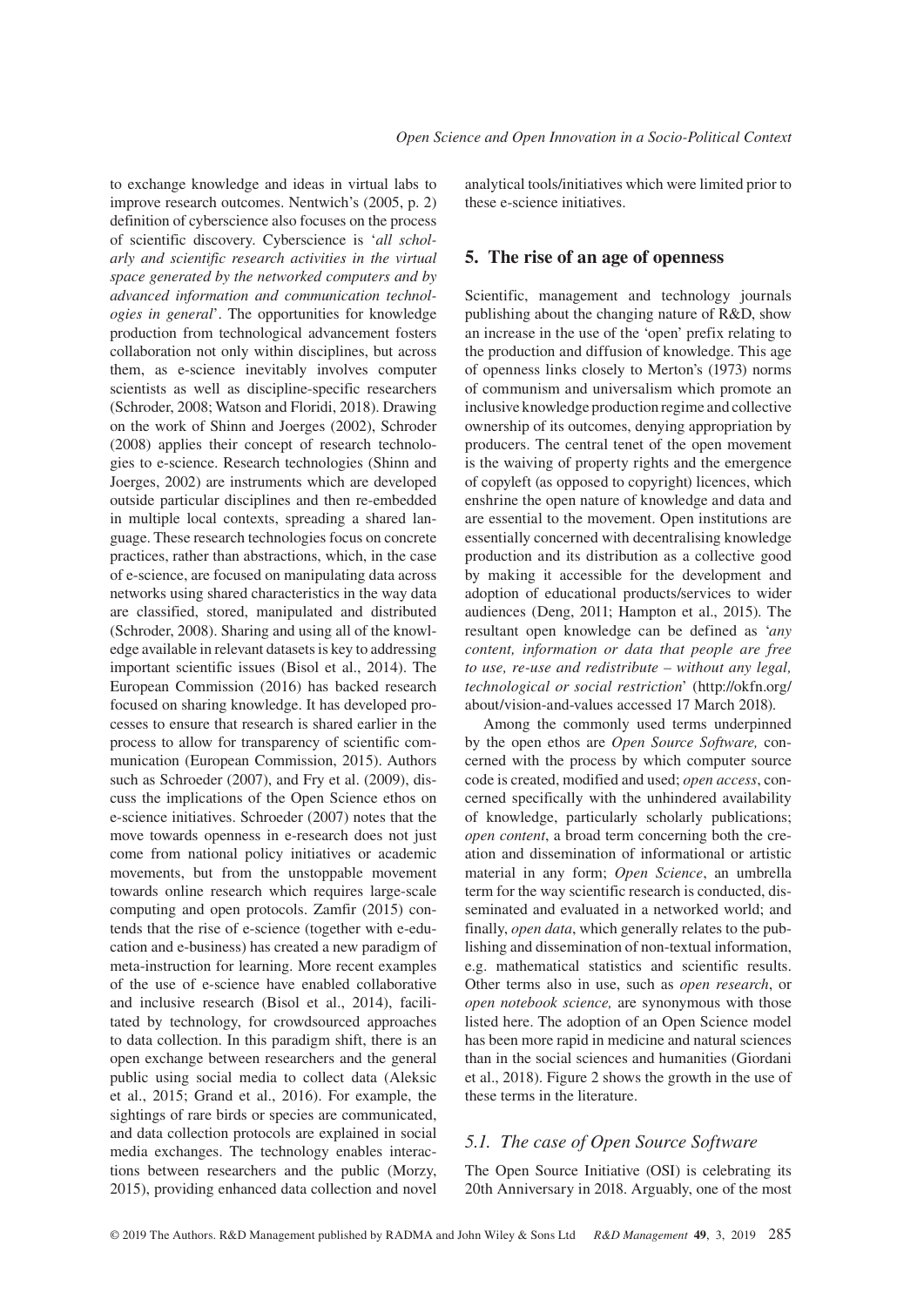to exchange knowledge and ideas in virtual labs to improve research outcomes. Nentwich's (2005, p. 2) definition of cyberscience also focuses on the process of scientific discovery. Cyberscience is '*all scholarly and scientific research activities in the virtual space generated by the networked computers and by advanced information and communication technologies in general*'. The opportunities for knowledge production from technological advancement fosters collaboration not only within disciplines, but across them, as e-science inevitably involves computer scientists as well as discipline-specific researchers (Schroder, 2008; Watson and Floridi, 2018). Drawing on the work of Shinn and Joerges (2002), Schroder (2008) applies their concept of research technologies to e-science. Research technologies (Shinn and Joerges, 2002) are instruments which are developed outside particular disciplines and then re-embedded in multiple local contexts, spreading a shared language. These research technologies focus on concrete practices, rather than abstractions, which, in the case of e-science, are focused on manipulating data across networks using shared characteristics in the way data are classified, stored, manipulated and distributed (Schroder, 2008). Sharing and using all of the knowledge available in relevant datasets is key to addressing important scientific issues (Bisol et al., 2014). The European Commission (2016) has backed research focused on sharing knowledge. It has developed processes to ensure that research is shared earlier in the process to allow for transparency of scientific communication (European Commission, 2015). Authors such as Schroeder (2007), and Fry et al. (2009), discuss the implications of the Open Science ethos on e-science initiatives. Schroeder (2007) notes that the move towards openness in e-research does not just come from national policy initiatives or academic movements, but from the unstoppable movement towards online research which requires large-scale computing and open protocols. Zamfir (2015) contends that the rise of e-science (together with e-education and e-business) has created a new paradigm of meta-instruction for learning. More recent examples of the use of e-science have enabled collaborative and inclusive research (Bisol et al., 2014), facilitated by technology, for crowdsourced approaches to data collection. In this paradigm shift, there is an open exchange between researchers and the general public using social media to collect data (Aleksic et al., 2015; Grand et al., 2016). For example, the sightings of rare birds or species are communicated, and data collection protocols are explained in social media exchanges. The technology enables interactions between researchers and the public (Morzy, 2015), providing enhanced data collection and novel analytical tools/initiatives which were limited prior to these e-science initiatives.

## 5. The rise of an age of openness

Scientific, management and technology journals publishing about the changing nature of R&D, show an increase in the use of the 'open' prefix relating to the production and diffusion of knowledge. This age of openness links closely to Merton's (1973) norms of communism and universalism which promote an inclusive knowledge production regime and collective ownership of its outcomes, denying appropriation by producers. The central tenet of the open movement is the waiving of property rights and the emergence of copyleft (as opposed to copyright) licences, which enshrine the open nature of knowledge and data and are essential to the movement. Open institutions are essentially concerned with decentralising knowledge production and its distribution as a collective good by making it accessible for the development and adoption of educational products/services to wider audiences (Deng, 2011; Hampton et al., 2015). The resultant open knowledge can be defined as '*any content, information or data that people are free to use, re-use and redistribute – without any legal, technological or social restriction*' (http://okfn.org/about/vision-and-values accessed 17 March 2018).

Among the commonly used terms underpinned by the open ethos are *Open Source Software,* concerned with the process by which computer source code is created, modified and used; *open access*, concerned specifically with the unhindered availability of knowledge, particularly scholarly publications; *open content*, a broad term concerning both the creation and dissemination of informational or artistic material in any form; *Open Science*, an umbrella term for the way scientific research is conducted, disseminated and evaluated in a networked world; and finally, *open data*, which generally relates to the publishing and dissemination of non-textual information, e.g. mathematical statistics and scientific results. Other terms also in use, such as *open research*, or *open notebook science,* are synonymous with those listed here. The adoption of an Open Science model has been more rapid in medicine and natural sciences than in the social sciences and humanities (Giordani et al., 2018). Figure 2 shows the growth in the use of these terms in the literature.

### *5.1. The case of Open Source Software*

The Open Source Initiative (OSI) is celebrating its 20th Anniversary in 2018. Arguably, one of the most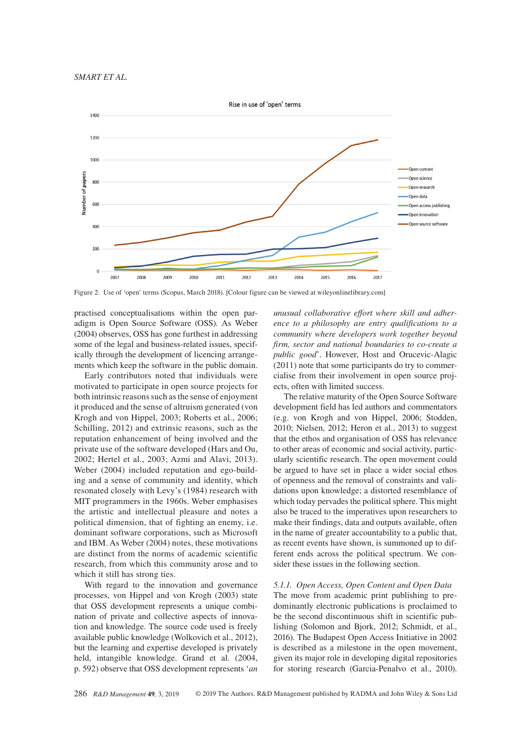Figure 2. Use of 'open' terms (Scopus, March 2018). [Colour figure can be viewed at wileyonlinelibrary.com]

practised conceptualisations within the open paradigm is Open Source Software (OSS). As Weber (2004) observes, OSS has gone furthest in addressing some of the legal and business-related issues, specifically through the development of licencing arrangements which keep the software in the public domain.

Early contributors noted that individuals were motivated to participate in open source projects for both intrinsic reasons such as the sense of enjoyment it produced and the sense of altruism generated (von Krogh and von Hippel, 2003; Roberts et al., 2006; Schilling, 2012) and extrinsic reasons, such as the reputation enhancement of being involved and the private use of the software developed (Hars and Ou, 2002; Hertel et al., 2003; Azmi and Alavi, 2013). Weber (2004) included reputation and ego-building and a sense of community and identity, which resonated closely with Levy's (1984) research with MIT programmers in the 1960s. Weber emphasises the artistic and intellectual pleasure and notes a political dimension, that of fighting an enemy, i.e. dominant software corporations, such as Microsoft and IBM. As Weber (2004) notes, these motivations are distinct from the norms of academic scientific research, from which this community arose and to which it still has strong ties.

With regard to the innovation and governance processes, von Hippel and von Krogh (2003) state that OSS development represents a unique combination of private and collective aspects of innovation and knowledge. The source code used is freely available public knowledge (Wolkovich et al., 2012), but the learning and expertise developed is privately held, intangible knowledge. Grand et al. (2004, p. 592) observe that OSS development represents '*an unusual collaborative effort where skill and adherence to a philosophy are entry qualifications to a community where developers work together beyond firm, sector and national boundaries to co-create a public good*'. However, Host and Orucevic-Alagic (2011) note that some participants do try to commercialise from their involvement in open source projects, often with limited success.

The relative maturity of the Open Source Software development field has led authors and commentators (e.g. von Krogh and von Hippel, 2006; Stodden, 2010; Nielsen, 2012; Heron et al., 2013) to suggest that the ethos and organisation of OSS has relevance to other areas of economic and social activity, particularly scientific research. The open movement could be argued to have set in place a wider social ethos of openness and the removal of constraints and validations upon knowledge; a distorted resemblance of which today pervades the political sphere. This might also be traced to the imperatives upon researchers to make their findings, data and outputs available, often in the name of greater accountability to a public that, as recent events have shown, is summoned up to different ends across the political spectrum. We consider these issues in the following section.

#### 5.1.1. Open Access, Open Content and Open Data

The move from academic print publishing to predominantly electronic publications is proclaimed to be the second discontinuous shift in scientific publishing (Solomon and Bjork, 2012; Schmidt, et al., 2016). The Budapest Open Access Initiative in 2002 is described as a milestone in the open movement, given its major role in developing digital repositories for storing research (Garcia-Penalvo et al., 2010).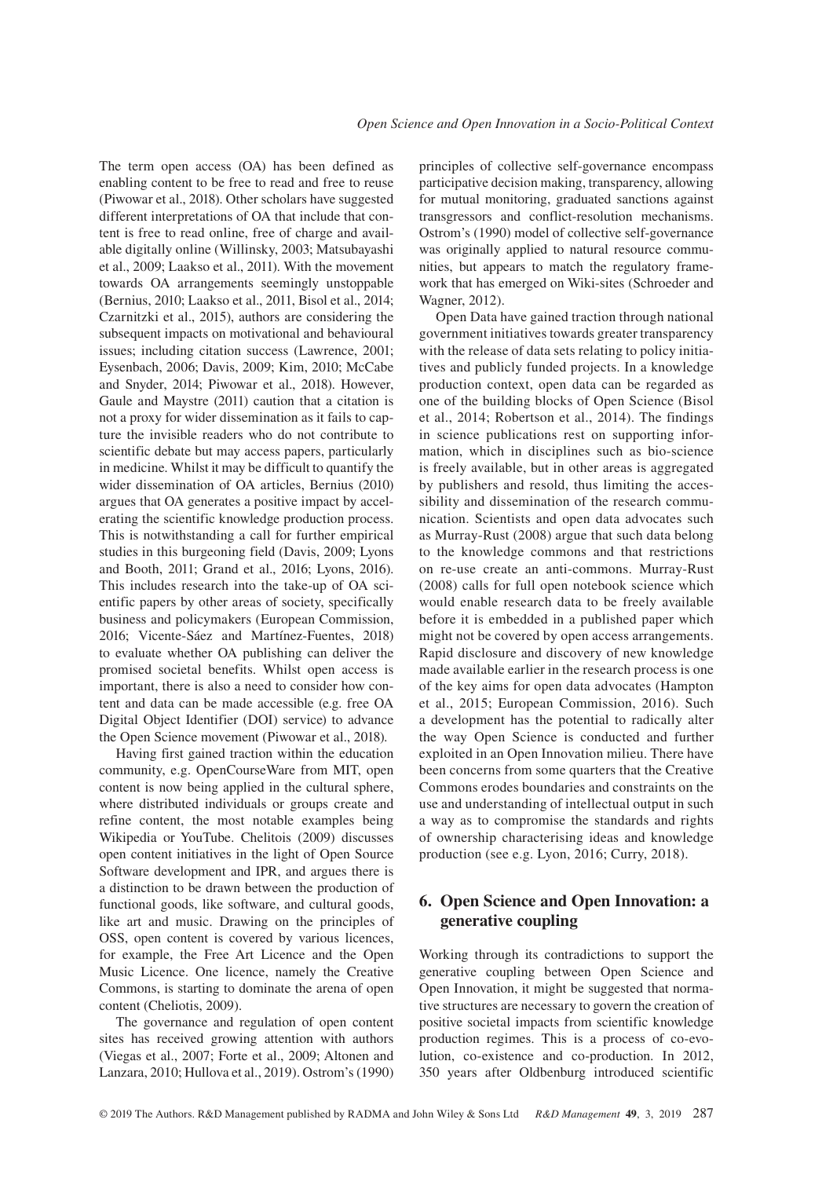The term open access (OA) has been defined as enabling content to be free to read and free to reuse (Piwowar et al., 2018). Other scholars have suggested different interpretations of OA that include that content is free to read online, free of charge and available digitally online (Willinsky, 2003; Matsubayashi et al., 2009; Laakso et al., 2011). With the movement towards OA arrangements seemingly unstoppable (Bernius, 2010; Laakso et al., 2011, Bisol et al., 2014; Czarnitzki et al., 2015), authors are considering the subsequent impacts on motivational and behavioural issues; including citation success (Lawrence, 2001; Eysenbach, 2006; Davis, 2009; Kim, 2010; McCabe and Snyder, 2014; Piwowar et al., 2018). However, Gaule and Maystre (2011) caution that a citation is not a proxy for wider dissemination as it fails to capture the invisible readers who do not contribute to scientific debate but may access papers, particularly in medicine. Whilst it may be difficult to quantify the wider dissemination of OA articles, Bernius (2010) argues that OA generates a positive impact by accelerating the scientific knowledge production process. This is notwithstanding a call for further empirical studies in this burgeoning field (Davis, 2009; Lyons and Booth, 2011; Grand et al., 2016; Lyons, 2016). This includes research into the take-up of OA scientific papers by other areas of society, specifically business and policymakers (European Commission, 2016; Vicente-Sáez and Martínez-Fuentes, 2018) to evaluate whether OA publishing can deliver the promised societal benefits. Whilst open access is important, there is also a need to consider how content and data can be made accessible (e.g. free OA Digital Object Identifier (DOI) service) to advance the Open Science movement (Piwowar et al., 2018).

Having first gained traction within the education community, e.g. OpenCourseWare from MIT, open content is now being applied in the cultural sphere, where distributed individuals or groups create and refine content, the most notable examples being Wikipedia or YouTube. Chelitois (2009) discusses open content initiatives in the light of Open Source Software development and IPR, and argues there is a distinction to be drawn between the production of functional goods, like software, and cultural goods, like art and music. Drawing on the principles of OSS, open content is covered by various licences, for example, the Free Art Licence and the Open Music Licence. One licence, namely the Creative Commons, is starting to dominate the arena of open content (Cheliotis, 2009).

The governance and regulation of open content sites has received growing attention with authors (Viegas et al., 2007; Forte et al., 2009; Altonen and Lanzara, 2010; Hullova et al., 2019). Ostrom's (1990) principles of collective self-governance encompass participative decision making, transparency, allowing for mutual monitoring, graduated sanctions against transgressors and conflict-resolution mechanisms. Ostrom's (1990) model of collective self-governance was originally applied to natural resource communities, but appears to match the regulatory framework that has emerged on Wiki-sites (Schroeder and Wagner, 2012).

Open Data have gained traction through national government initiatives towards greater transparency with the release of data sets relating to policy initiatives and publicly funded projects. In a knowledge production context, open data can be regarded as one of the building blocks of Open Science (Bisol et al., 2014; Robertson et al., 2014). The findings in science publications rest on supporting information, which in disciplines such as bio-science is freely available, but in other areas is aggregated by publishers and resold, thus limiting the accessibility and dissemination of the research communication. Scientists and open data advocates such as Murray-Rust (2008) argue that such data belong to the knowledge commons and that restrictions on re-use create an anti-commons. Murray-Rust (2008) calls for full open notebook science which would enable research data to be freely available before it is embedded in a published paper which might not be covered by open access arrangements. Rapid disclosure and discovery of new knowledge made available earlier in the research process is one of the key aims for open data advocates (Hampton et al., 2015; European Commission, 2016). Such a development has the potential to radically alter the way Open Science is conducted and further exploited in an Open Innovation milieu. There have been concerns from some quarters that the Creative Commons erodes boundaries and constraints on the use and understanding of intellectual output in such a way as to compromise the standards and rights of ownership characterising ideas and knowledge production (see e.g. Lyon, 2016; Curry, 2018).

## 6. Open Science and Open Innovation: a generative coupling

Working through its contradictions to support the generative coupling between Open Science and Open Innovation, it might be suggested that normative structures are necessary to govern the creation of positive societal impacts from scientific knowledge production regimes. This is a process of co-evolution, co-existence and co-production. In 2012, 350 years after Oldbenburg introduced scientific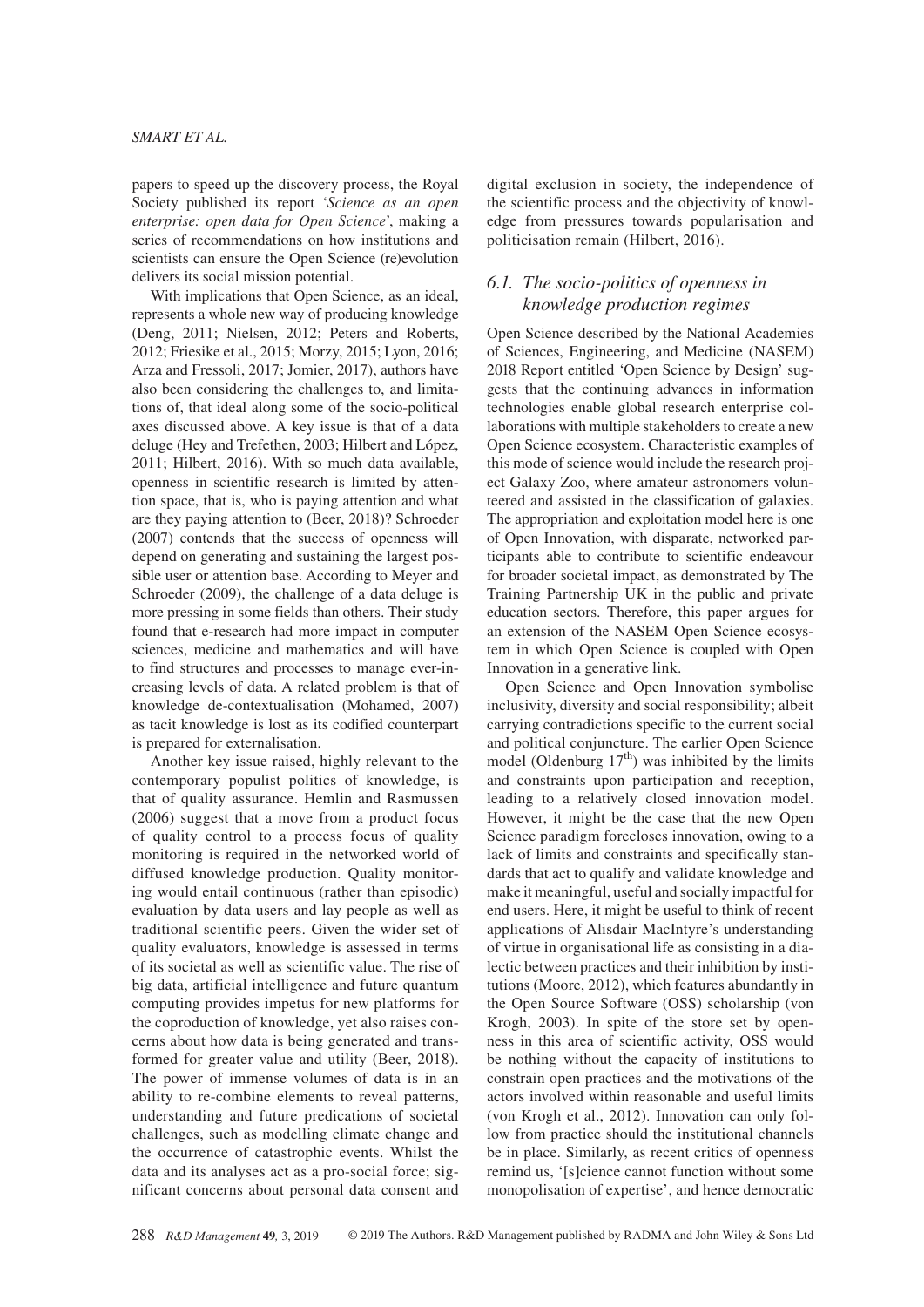papers to speed up the discovery process, the Royal Society published its report '*Science as an open enterprise: open data for Open Science*', making a series of recommendations on how institutions and scientists can ensure the Open Science (re)evolution delivers its social mission potential.

With implications that Open Science, as an ideal, represents a whole new way of producing knowledge (Deng, 2011; Nielsen, 2012; Peters and Roberts, 2012; Friesike et al., 2015; Morzy, 2015; Lyon, 2016; Arza and Fressoli, 2017; Jomier, 2017), authors have also been considering the challenges to, and limitations of, that ideal along some of the socio-political axes discussed above. A key issue is that of a data deluge (Hey and Trefethen, 2003; Hilbert and López, 2011; Hilbert, 2016). With so much data available, openness in scientific research is limited by attention space, that is, who is paying attention and what are they paying attention to (Beer, 2018)? Schroeder (2007) contends that the success of openness will depend on generating and sustaining the largest possible user or attention base. According to Meyer and Schroeder (2009), the challenge of a data deluge is more pressing in some fields than others. Their study found that e-research had more impact in computer sciences, medicine and mathematics and will have to find structures and processes to manage ever-increasing levels of data. A related problem is that of knowledge de-contextualisation (Mohamed, 2007) as tacit knowledge is lost as its codified counterpart is prepared for externalisation.

Another key issue raised, highly relevant to the contemporary populist politics of knowledge, is that of quality assurance. Hemlin and Rasmussen (2006) suggest that a move from a product focus of quality control to a process focus of quality monitoring is required in the networked world of diffused knowledge production. Quality monitoring would entail continuous (rather than episodic) evaluation by data users and lay people as well as traditional scientific peers. Given the wider set of quality evaluators, knowledge is assessed in terms of its societal as well as scientific value. The rise of big data, artificial intelligence and future quantum computing provides impetus for new platforms for the coproduction of knowledge, yet also raises concerns about how data is being generated and transformed for greater value and utility (Beer, 2018). The power of immense volumes of data is in an ability to re-combine elements to reveal patterns, understanding and future predications of societal challenges, such as modelling climate change and the occurrence of catastrophic events. Whilst the data and its analyses act as a pro-social force; significant concerns about personal data consent and digital exclusion in society, the independence of the scientific process and the objectivity of knowledge from pressures towards popularisation and politicisation remain (Hilbert, 2016).

### 6.1. The socio-politics of openness in knowledge production regimes

Open Science described by the National Academies of Sciences, Engineering, and Medicine (NASEM) 2018 Report entitled 'Open Science by Design' suggests that the continuing advances in information technologies enable global research enterprise collaborations with multiple stakeholders to create a new Open Science ecosystem. Characteristic examples of this mode of science would include the research project Galaxy Zoo, where amateur astronomers volunteered and assisted in the classification of galaxies. The appropriation and exploitation model here is one of Open Innovation, with disparate, networked participants able to contribute to scientific endeavour for broader societal impact, as demonstrated by The Training Partnership UK in the public and private education sectors. Therefore, this paper argues for an extension of the NASEM Open Science ecosystem in which Open Science is coupled with Open Innovation in a generative link.

Open Science and Open Innovation symbolise inclusivity, diversity and social responsibility; albeit carrying contradictions specific to the current social and political conjuncture. The earlier Open Science model (Oldenburg 17th) was inhibited by the limits and constraints upon participation and reception, leading to a relatively closed innovation model. However, it might be the case that the new Open Science paradigm forecloses innovation, owing to a lack of limits and constraints and specifically standards that act to qualify and validate knowledge and make it meaningful, useful and socially impactful for end users. Here, it might be useful to think of recent applications of Alisdair MacIntyre's understanding of virtue in organisational life as consisting in a dialectic between practices and their inhibition by institutions (Moore, 2012), which features abundantly in the Open Source Software (OSS) scholarship (von Krogh, 2003). In spite of the store set by openness in this area of scientific activity, OSS would be nothing without the capacity of institutions to constrain open practices and the motivations of the actors involved within reasonable and useful limits (von Krogh et al., 2012). Innovation can only follow from practice should the institutional channels be in place. Similarly, as recent critics of openness remind us, '[s]cience cannot function without some monopolisation of expertise', and hence democratic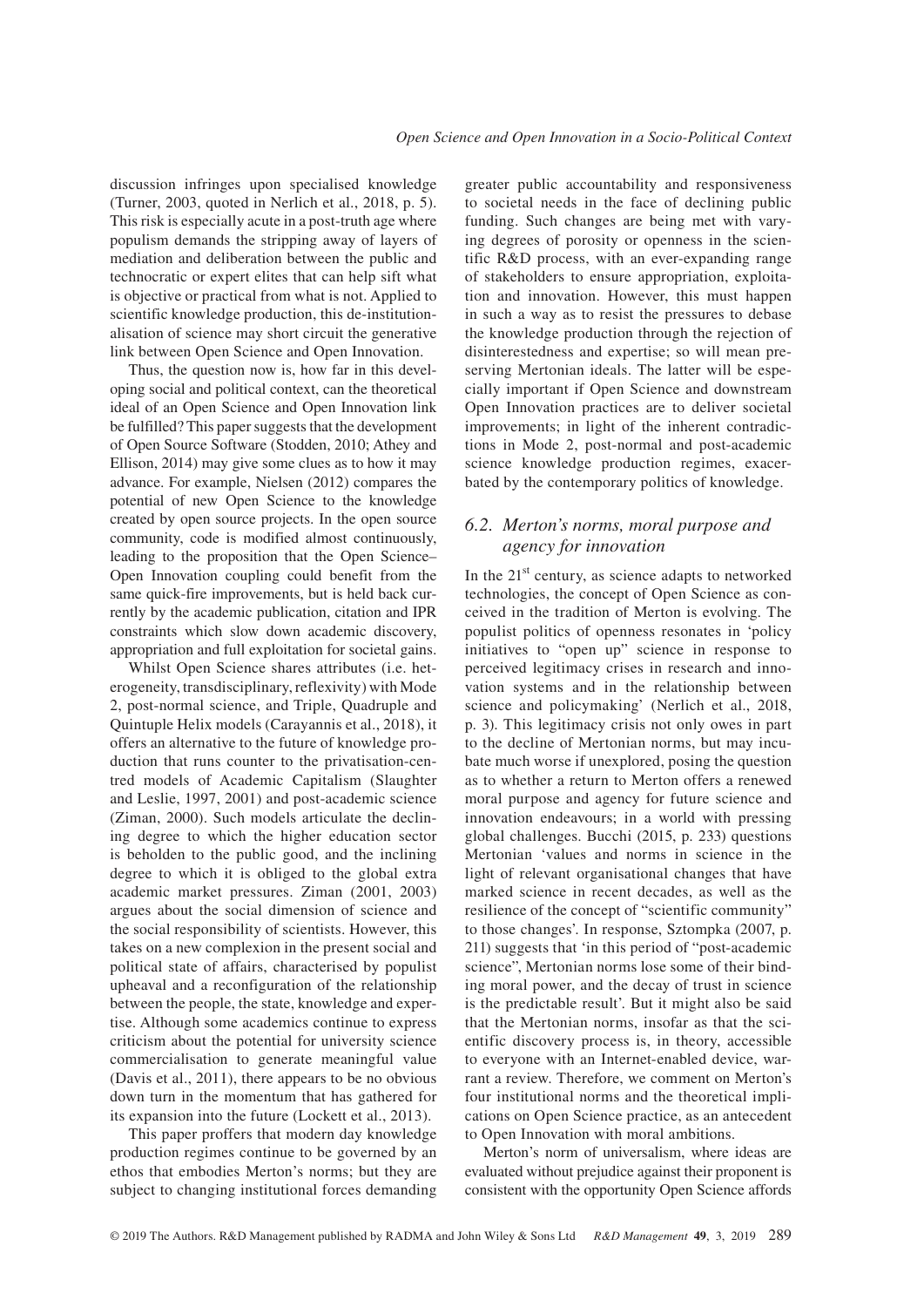discussion infringes upon specialised knowledge (Turner, 2003, quoted in Nerlich et al., 2018, p. 5). This risk is especially acute in a post-truth age where populism demands the stripping away of layers of mediation and deliberation between the public and technocratic or expert elites that can help sift what is objective or practical from what is not. Applied to scientific knowledge production, this de-institutionalisation of science may short circuit the generative link between Open Science and Open Innovation.

Thus, the question now is, how far in this developing social and political context, can the theoretical ideal of an Open Science and Open Innovation link be fulfilled? This paper suggests that the development of Open Source Software (Stodden, 2010; Athey and Ellison, 2014) may give some clues as to how it may advance. For example, Nielsen (2012) compares the potential of new Open Science to the knowledge created by open source projects. In the open source community, code is modified almost continuously, leading to the proposition that the Open Science–Open Innovation coupling could benefit from the same quick-fire improvements, but is held back currently by the academic publication, citation and IPR constraints which slow down academic discovery, appropriation and full exploitation for societal gains.

Whilst Open Science shares attributes (i.e. heterogeneity, transdisciplinary, reflexivity) with Mode 2, post-normal science, and Triple, Quadruple and Quintuple Helix models (Carayannis et al., 2018), it offers an alternative to the future of knowledge production that runs counter to the privatisation-centred models of Academic Capitalism (Slaughter and Leslie, 1997, 2001) and post-academic science (Ziman, 2000). Such models articulate the declining degree to which the higher education sector is beholden to the public good, and the inclining degree to which it is obliged to the global extra academic market pressures. Ziman (2001, 2003) argues about the social dimension of science and the social responsibility of scientists. However, this takes on a new complexion in the present social and political state of affairs, characterised by populist upheaval and a reconfiguration of the relationship between the people, the state, knowledge and expertise. Although some academics continue to express criticism about the potential for university science commercialisation to generate meaningful value (Davis et al., 2011), there appears to be no obvious down turn in the momentum that has gathered for its expansion into the future (Lockett et al., 2013).

This paper proffers that modern day knowledge production regimes continue to be governed by an ethos that embodies Merton's norms; but they are subject to changing institutional forces demanding greater public accountability and responsiveness to societal needs in the face of declining public funding. Such changes are being met with varying degrees of porosity or openness in the scientific R&D process, with an ever-expanding range of stakeholders to ensure appropriation, exploitation and innovation. However, this must happen in such a way as to resist the pressures to debase the knowledge production through the rejection of disinterestedness and expertise; so will mean preserving Mertonian ideals. The latter will be especially important if Open Science and downstream Open Innovation practices are to deliver societal improvements; in light of the inherent contradictions in Mode 2, post-normal and post-academic science knowledge production regimes, exacerbated by the contemporary politics of knowledge.

### *6.2. Merton's norms, moral purpose and agency for innovation*

In the 21st century, as science adapts to networked technologies, the concept of Open Science as conceived in the tradition of Merton is evolving. The populist politics of openness resonates in 'policy initiatives to "open up" science in response to perceived legitimacy crises in research and innovation systems and in the relationship between science and policymaking' (Nerlich et al., 2018, p. 3). This legitimacy crisis not only owes in part to the decline of Mertonian norms, but may incubate much worse if unexplored, posing the question as to whether a return to Merton offers a renewed moral purpose and agency for future science and innovation endeavours; in a world with pressing global challenges. Bucchi (2015, p. 233) questions Mertonian 'values and norms in science in the light of relevant organisational changes that have marked science in recent decades, as well as the resilience of the concept of "scientific community" to those changes'. In response, Sztompka (2007, p. 211) suggests that 'in this period of "post-academic science", Mertonian norms lose some of their binding moral power, and the decay of trust in science is the predictable result'. But it might also be said that the Mertonian norms, insofar as that the scientific discovery process is, in theory, accessible to everyone with an Internet-enabled device, warrant a review. Therefore, we comment on Merton's four institutional norms and the theoretical implications on Open Science practice, as an antecedent to Open Innovation with moral ambitions.

Merton's norm of universalism, where ideas are evaluated without prejudice against their proponent is consistent with the opportunity Open Science affords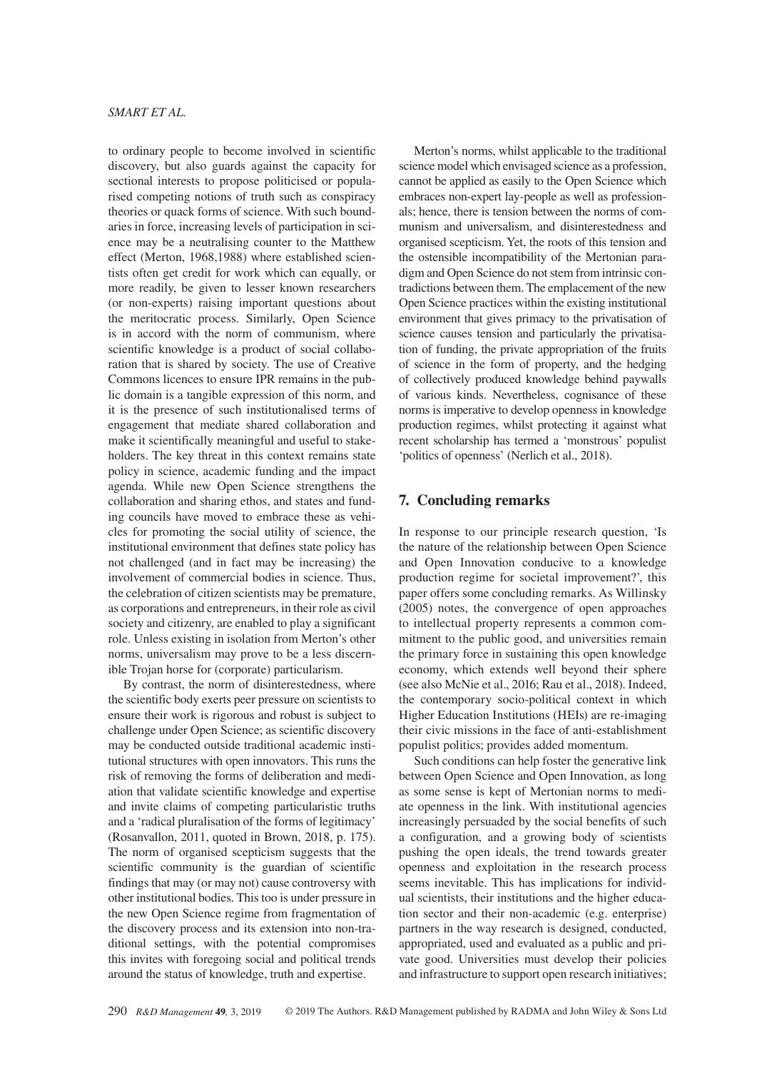to ordinary people to become involved in scientific discovery, but also guards against the capacity for sectional interests to propose politicised or popularised competing notions of truth such as conspiracy theories or quack forms of science. With such boundaries in force, increasing levels of participation in science may be a neutralising counter to the Matthew effect (Merton, 1968,1988) where established scientists often get credit for work which can equally, or more readily, be given to lesser known researchers (or non-experts) raising important questions about the meritocratic process. Similarly, Open Science is in accord with the norm of communism, where scientific knowledge is a product of social collaboration that is shared by society. The use of Creative Commons licences to ensure IPR remains in the public domain is a tangible expression of this norm, and it is the presence of such institutionalised terms of engagement that mediate shared collaboration and make it scientifically meaningful and useful to stakeholders. The key threat in this context remains state policy in science, academic funding and the impact agenda. While new Open Science strengthens the collaboration and sharing ethos, and states and funding councils have moved to embrace these as vehicles for promoting the social utility of science, the institutional environment that defines state policy has not challenged (and in fact may be increasing) the involvement of commercial bodies in science. Thus, the celebration of citizen scientists may be premature, as corporations and entrepreneurs, in their role as civil society and citizenry, are enabled to play a significant role. Unless existing in isolation from Merton's other norms, universalism may prove to be a less discernible Trojan horse for (corporate) particularism.

By contrast, the norm of disinterestedness, where the scientific body exerts peer pressure on scientists to ensure their work is rigorous and robust is subject to challenge under Open Science; as scientific discovery may be conducted outside traditional academic institutional structures with open innovators. This runs the risk of removing the forms of deliberation and mediation that validate scientific knowledge and expertise and invite claims of competing particularistic truths and a 'radical pluralisation of the forms of legitimacy' (Rosanvallon, 2011, quoted in Brown, 2018, p. 175). The norm of organised scepticism suggests that the scientific community is the guardian of scientific findings that may (or may not) cause controversy with other institutional bodies. This too is under pressure in the new Open Science regime from fragmentation of the discovery process and its extension into non-traditional settings, with the potential compromises this invites with foregoing social and political trends around the status of knowledge, truth and expertise.

Merton's norms, whilst applicable to the traditional science model which envisaged science as a profession, cannot be applied as easily to the Open Science which embraces non-expert lay-people as well as professionals; hence, there is tension between the norms of communism and universalism, and disinterestedness and organised scepticism. Yet, the roots of this tension and the ostensible incompatibility of the Mertonian paradigm and Open Science do not stem from intrinsic contradictions between them. The emplacement of the new Open Science practices within the existing institutional environment that gives primacy to the privatisation of science causes tension and particularly the privatisation of funding, the private appropriation of the fruits of science in the form of property, and the hedging of collectively produced knowledge behind paywalls of various kinds. Nevertheless, cognisance of these norms is imperative to develop openness in knowledge production regimes, whilst protecting it against what recent scholarship has termed a 'monstrous' populist 'politics of openness' (Nerlich et al., 2018).

## 7. Concluding remarks

In response to our principle research question, 'Is the nature of the relationship between Open Science and Open Innovation conducive to a knowledge production regime for societal improvement?', this paper offers some concluding remarks. As Willinsky (2005) notes, the convergence of open approaches to intellectual property represents a common commitment to the public good, and universities remain the primary force in sustaining this open knowledge economy, which extends well beyond their sphere (see also McNie et al., 2016; Rau et al., 2018). Indeed, the contemporary socio-political context in which Higher Education Institutions (HEIs) are re-imaging their civic missions in the face of anti-establishment populist politics; provides added momentum.

Such conditions can help foster the generative link between Open Science and Open Innovation, as long as some sense is kept of Mertonian norms to mediate openness in the link. With institutional agencies increasingly persuaded by the social benefits of such a configuration, and a growing body of scientists pushing the open ideals, the trend towards greater openness and exploitation in the research process seems inevitable. This has implications for individual scientists, their institutions and the higher education sector and their non-academic (e.g. enterprise) partners in the way research is designed, conducted, appropriated, used and evaluated as a public and private good. Universities must develop their policies and infrastructure to support open research initiatives;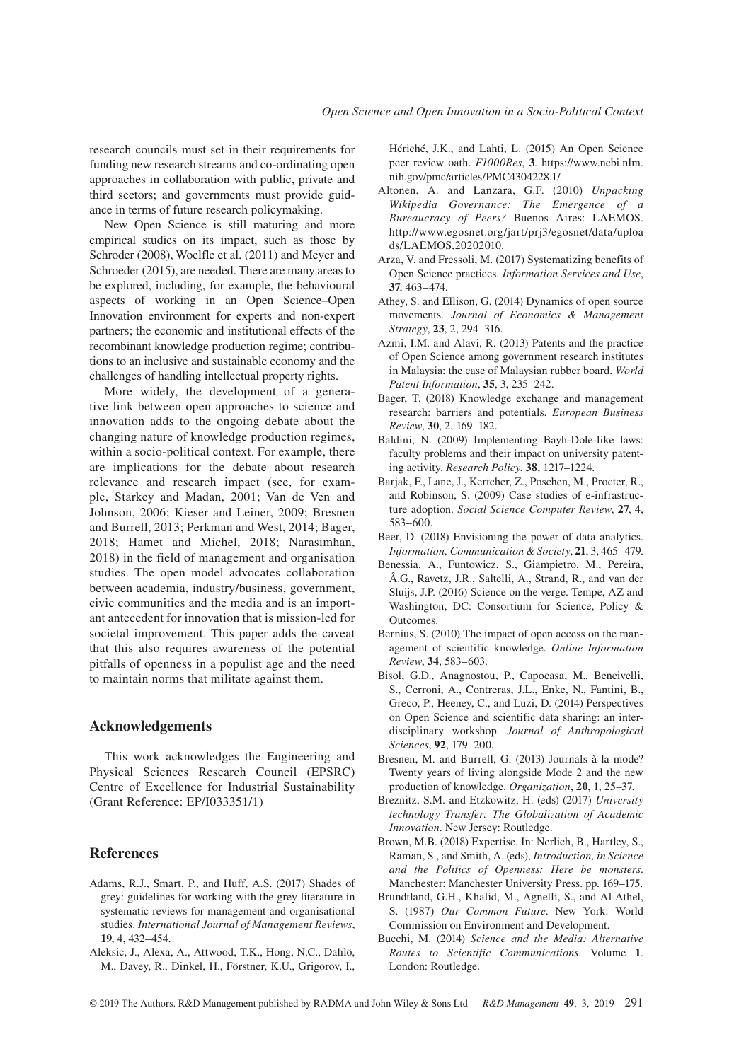research councils must set in their requirements for funding new research streams and co-ordinating open approaches in collaboration with public, private and third sectors; and governments must provide guidance in terms of future research policymaking.

New Open Science is still maturing and more empirical studies on its impact, such as those by Schroder (2008), Woelfle et al. (2011) and Meyer and Schroeder (2015), are needed. There are many areas to be explored, including, for example, the behavioural aspects of working in an Open Science–Open Innovation environment for experts and non-expert partners; the economic and institutional effects of the recombinant knowledge production regime; contributions to an inclusive and sustainable economy and the challenges of handling intellectual property rights.

More widely, the development of a generative link between open approaches to science and innovation adds to the ongoing debate about the changing nature of knowledge production regimes, within a socio-political context. For example, there are implications for the debate about research relevance and research impact (see, for example, Starkey and Madan, 2001; Van de Ven and Johnson, 2006; Kieser and Leiner, 2009; Bresnen and Burrell, 2013; Perkman and West, 2014; Bager, 2018; Hamet and Michel, 2018; Narasimhan, 2018) in the field of management and organisation studies. The open model advocates collaboration between academia, industry/business, government, civic communities and the media and is an important antecedent for innovation that is mission-led for societal improvement. This paper adds the caveat that this also requires awareness of the potential pitfalls of openness in a populist age and the need to maintain norms that militate against them.

## Acknowledgements

This work acknowledges the Engineering and Physical Sciences Research Council (EPSRC) Centre of Excellence for Industrial Sustainability (Grant Reference: EP/I033351/1)

## References

Adams, R.J., Smart, P., and Huff, A.S. (2017) Shades of grey: guidelines for working with the grey literature in systematic reviews for management and organisational studies. *International Journal of Management Reviews*, **19**, 4, 432–454.

Aleksic, J., Alexa, A., Attwood, T.K., Hong, N.C., Dahlö, M., Davey, R., Dinkel, H., Förstner, K.U., Grigorov, I., Hériché, J.K., and Lahti, L. (2015) An Open Science peer review oath. *F1000Res*, **3**. https://www.ncbi.nlm.nih.gov/pmc/articles/PMC4304228.1/.

Altonen, A. and Lanzara, G.F. (2010) *Unpacking Wikipedia Governance: The Emergence of a Bureaucracy of Peers?* Buenos Aires: LAEMOS. http://www.egosnet.org/jart/prj3/egosnet/data/uploads/LAEMOS,20202010.

Arza, V. and Fressoli, M. (2017) Systematizing benefits of Open Science practices. *Information Services and Use*, **37**, 463–474.

Athey, S. and Ellison, G. (2014) Dynamics of open source movements. *Journal of Economics & Management Strategy*, **23**, 2, 294–316.

Azmi, I.M. and Alavi, R. (2013) Patents and the practice of Open Science among government research institutes in Malaysia: the case of Malaysian rubber board. *World Patent Information*, **35**, 3, 235–242.

Bager, T. (2018) Knowledge exchange and management research: barriers and potentials. *European Business Review*, **30**, 2, 169–182.

Baldini, N. (2009) Implementing Bayh-Dole-like laws: faculty problems and their impact on university patenting activity. *Research Policy*, **38**, 1217–1224.

Barjak, F., Lane, J., Kertcher, Z., Poschen, M., Procter, R., and Robinson, S. (2009) Case studies of e-infrastructure adoption. *Social Science Computer Review*, **27**, 4, 583–600.

Beer, D. (2018) Envisioning the power of data analytics. *Information, Communication & Society*, **21**, 3, 465–479.

Benessia, A., Funtowicz, S., Giampietro, M., Pereira, Â.G., Ravetz, J.R., Saltelli, A., Strand, R., and van der Sluijs, J.P. (2016) Science on the verge. Tempe, AZ and Washington, DC: Consortium for Science, Policy & Outcomes.

Bernius, S. (2010) The impact of open access on the management of scientific knowledge. *Online Information Review*, **34**, 583–603.

Bisol, G.D., Anagnostou, P., Capocasa, M., Bencivelli, S., Cerroni, A., Contreras, J.L., Enke, N., Fantini, B., Greco, P., Heeney, C., and Luzi, D. (2014) Perspectives on Open Science and scientific data sharing: an interdisciplinary workshop. *Journal of Anthropological Sciences*, **92**, 179–200.

Bresnen, M. and Burrell, G. (2013) Journals à la mode? Twenty years of living alongside Mode 2 and the new production of knowledge. *Organization*, **20**, 1, 25–37.

Breznitz, S.M. and Etzkowitz, H. (eds) (2017) *University technology Transfer: The Globalization of Academic Innovation*. New Jersey: Routledge.

Brown, M.B. (2018) Expertise. In: Nerlich, B., Hartley, S., Raman, S., and Smith, A. (eds), *Introduction, in Science and the Politics of Openness: Here be monsters*. Manchester: Manchester University Press. pp. 169–175.

Brundtland, G.H., Khalid, M., Agnelli, S., and Al-Athel, S. (1987) *Our Common Future*. New York: World Commission on Environment and Development.

Bucchi, M. (2014) *Science and the Media: Alternative Routes to Scientific Communications*. Volume **1**. London: Routledge.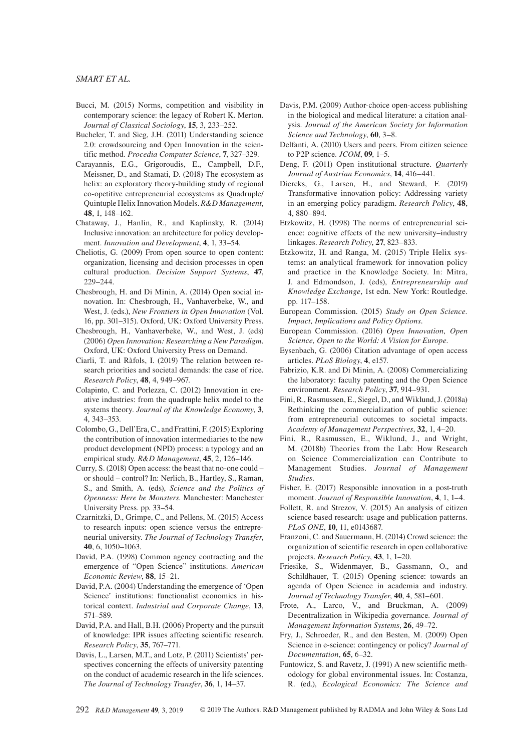Bucci, M. (2015) Norms, competition and visibility in contemporary science: the legacy of Robert K. Merton. *Journal of Classical Sociology*, **15**, 3, 233–252.

Bucheler, T. and Sieg, J.H. (2011) Understanding science 2.0: crowdsourcing and Open Innovation in the scientific method. *Procedia Computer Science*, **7**, 327–329.

Carayannis, E.G., Grigoroudis, E., Campbell, D.F., Meissner, D., and Stamati, D. (2018) The ecosystem as helix: an exploratory theory-building study of regional co-opetitive entrepreneurial ecosystems as Quadruple/Quintuple Helix Innovation Models. *R&D Management*, **48**, 1, 148–162.

Chataway, J., Hanlin, R., and Kaplinsky, R. (2014) Inclusive innovation: an architecture for policy development. *Innovation and Development*, **4**, 1, 33–54.

Cheliotis, G. (2009) From open source to open content: organization, licensing and decision processes in open cultural production. *Decision Support Systems*, **47**, 229–244.

Chesbrough, H. and Di Minin, A. (2014) Open social innovation. In: Chesbrough, H., Vanhaverbeke, W., and West, J. (eds.), *New Frontiers in Open Innovation* (Vol. 16, pp. 301–315). Oxford, UK: Oxford University Press.

Chesbrough, H., Vanhaverbeke, W., and West, J. (eds) (2006) *Open Innovation: Researching a New Paradigm*. Oxford, UK: Oxford University Press on Demand.

Ciarli, T. and Ràfols, I. (2019) The relation between research priorities and societal demands: the case of rice. *Research Policy*, **48**, 4, 949–967.

Colapinto, C. and Porlezza, C. (2012) Innovation in creative industries: from the quadruple helix model to the systems theory. *Journal of the Knowledge Economy*, **3**, 4, 343–353.

Colombo, G., Dell'Era, C., and Frattini, F. (2015) Exploring the contribution of innovation intermediaries to the new product development (NPD) process: a typology and an empirical study. *R&D Management*, **45**, 2, 126–146.

Curry, S. (2018) Open access: the beast that no-one could – or should – control? In: Nerlich, B., Hartley, S., Raman, S., and Smith, A. (eds), *Science and the Politics of Openness: Here be Monsters*. Manchester: Manchester University Press. pp. 33–54.

Czarnitzki, D., Grimpe, C., and Pellens, M. (2015) Access to research inputs: open science versus the entrepreneurial university. *The Journal of Technology Transfer*, **40**, 6, 1050–1063.

David, P.A. (1998) Common agency contracting and the emergence of "Open Science" institutions. *American Economic Review*, **88**, 15–21.

David, P.A. (2004) Understanding the emergence of 'Open Science' institutions: functionalist economics in historical context. *Industrial and Corporate Change*, **13**, 571–589.

David, P.A. and Hall, B.H. (2006) Property and the pursuit of knowledge: IPR issues affecting scientific research. *Research Policy*, **35**, 767–771.

Davis, L., Larsen, M.T., and Lotz, P. (2011) Scientists' perspectives concerning the effects of university patenting on the conduct of academic research in the life sciences. *The Journal of Technology Transfer*, **36**, 1, 14–37.

Davis, P.M. (2009) Author-choice open-access publishing in the biological and medical literature: a citation analysis. *Journal of the American Society for Information Science and Technology*, **60**, 3–8.

Delfanti, A. (2010) Users and peers. From citizen science to P2P science. *JCOM*, **09**, 1–5.

Deng, F. (2011) Open institutional structure. *Quarterly Journal of Austrian Economics*, **14**, 416–441.

Diercks, G., Larsen, H., and Steward, F. (2019) Transformative innovation policy: Addressing variety in an emerging policy paradigm. *Research Policy*, **48**, 4, 880–894.

Etzkowitz, H. (1998) The norms of entrepreneurial science: cognitive effects of the new university–industry linkages. *Research Policy*, **27**, 823–833.

Etzkowitz, H. and Ranga, M. (2015) Triple Helix systems: an analytical framework for innovation policy and practice in the Knowledge Society. In: Mitra, J. and Edmondson, J. (eds), *Entrepreneurship and Knowledge Exchange*, 1st edn. New York: Routledge. pp. 117–158.

European Commission. (2015) *Study on Open Science. Impact, Implications and Policy Options*.

European Commission. (2016) *Open Innovation, Open Science, Open to the World: A Vision for Europe*.

Eysenbach, G. (2006) Citation advantage of open access articles. *PLoS Biology*, **4**, e157.

Fabrizio, K.R. and Di Minin, A. (2008) Commercializing the laboratory: faculty patenting and the Open Science environment. *Research Policy*, **37**, 914–931.

Fini, R., Rasmussen, E., Siegel, D., and Wiklund, J. (2018a) Rethinking the commercialization of public science: from entrepreneurial outcomes to societal impacts. *Academy of Management Perspectives*, **32**, 1, 4–20.

Fini, R., Rasmussen, E., Wiklund, J., and Wright, M. (2018b) Theories from the Lab: How Research on Science Commercialization can Contribute to Management Studies. *Journal of Management Studies*.

Fisher, E. (2017) Responsible innovation in a post-truth moment. *Journal of Responsible Innovation*, **4**, 1, 1–4.

Follett, R. and Strezov, V. (2015) An analysis of citizen science based research: usage and publication patterns. *PLoS ONE*, **10**, 11, e0143687.

Franzoni, C. and Sauermann, H. (2014) Crowd science: the organization of scientific research in open collaborative projects. *Research Policy*, **43**, 1, 1–20.

Friesike, S., Widenmayer, B., Gassmann, O., and Schildhauer, T. (2015) Opening science: towards an agenda of Open Science in academia and industry. *Journal of Technology Transfer*, **40**, 4, 581–601.

Frote, A., Larco, V., and Bruckman, A. (2009) Decentralization in Wikipedia governance. *Journal of Management Information Systems*, **26**, 49–72.

Fry, J., Schroeder, R., and den Besten, M. (2009) Open Science in e-science: contingency or policy? *Journal of Documentation*, **65**, 6–32.

Funtowicz, S. and Ravetz, J. (1991) A new scientific methodology for global environmental issues. In: Costanza, R. (ed.), *Ecological Economics: The Science and*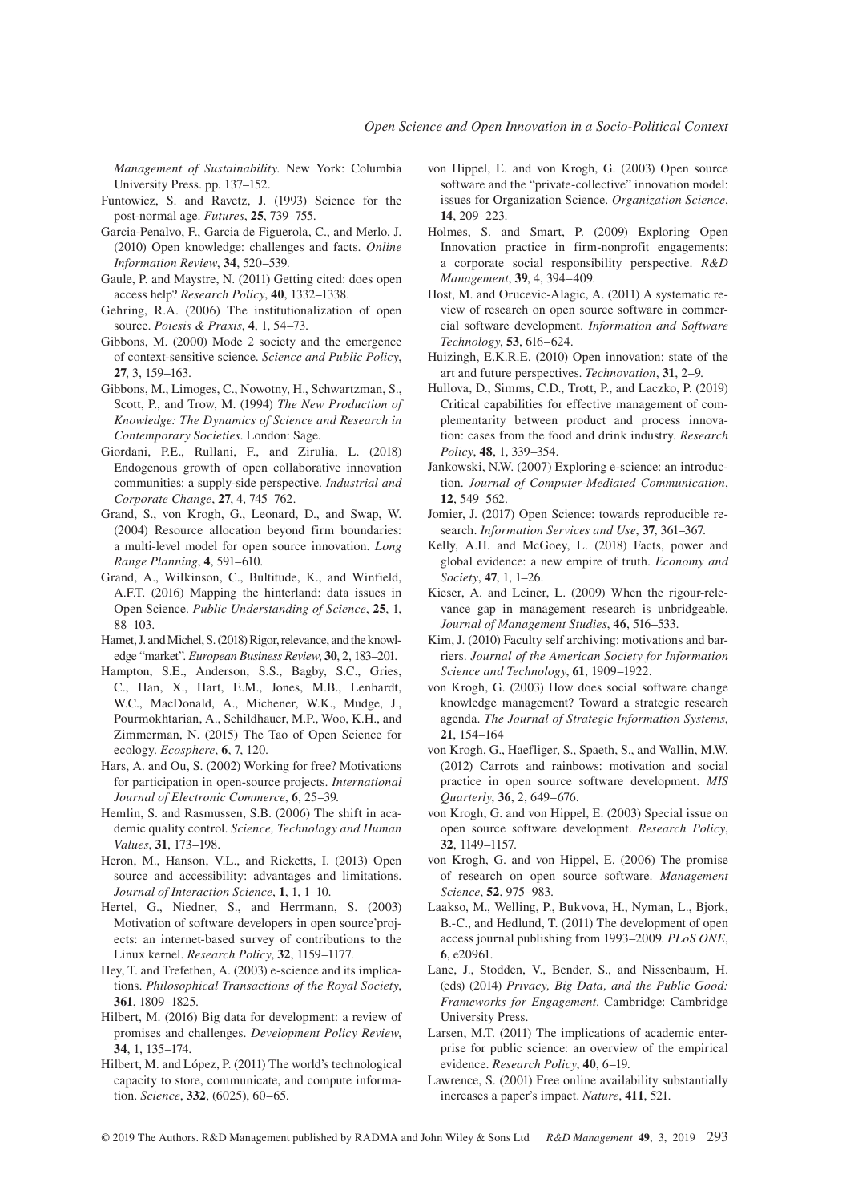*Management of Sustainability*. New York: Columbia University Press. pp. 137–152.

Funtowicz, S. and Ravetz, J. (1993) Science for the post-normal age. *Futures*, **25**, 739–755.

Garcia-Penalvo, F., Garcia de Figuerola, C., and Merlo, J. (2010) Open knowledge: challenges and facts. *Online Information Review*, **34**, 520–539.

Gaule, P. and Maystre, N. (2011) Getting cited: does open access help? *Research Policy*, **40**, 1332–1338.

Gehring, R.A. (2006) The institutionalization of open source. *Poiesis & Praxis*, **4**, 1, 54–73.

Gibbons, M. (2000) Mode 2 society and the emergence of context-sensitive science. *Science and Public Policy*, **27**, 3, 159–163.

Gibbons, M., Limoges, C., Nowotny, H., Schwartzman, S., Scott, P., and Trow, M. (1994) *The New Production of Knowledge: The Dynamics of Science and Research in Contemporary Societies*. London: Sage.

Giordani, P.E., Rullani, F., and Zirulia, L. (2018) Endogenous growth of open collaborative innovation communities: a supply-side perspective. *Industrial and Corporate Change*, **27**, 4, 745–762.

Grand, S., von Krogh, G., Leonard, D., and Swap, W. (2004) Resource allocation beyond firm boundaries: a multi-level model for open source innovation. *Long Range Planning*, **4**, 591–610.

Grand, A., Wilkinson, C., Bultitude, K., and Winfield, A.F.T. (2016) Mapping the hinterland: data issues in Open Science. *Public Understanding of Science*, **25**, 1, 88–103.

Hamet, J. and Michel, S. (2018) Rigor, relevance, and the knowledge "market". *European Business Review*, **30**, 2, 183–201.

Hampton, S.E., Anderson, S.S., Bagby, S.C., Gries, C., Han, X., Hart, E.M., Jones, M.B., Lenhardt, W.C., MacDonald, A., Michener, W.K., Mudge, J., Pourmokhtarian, A., Schildhauer, M.P., Woo, K.H., and Zimmerman, N. (2015) The Tao of Open Science for ecology. *Ecosphere*, **6**, 7, 120.

Hars, A. and Ou, S. (2002) Working for free? Motivations for participation in open-source projects. *International Journal of Electronic Commerce*, **6**, 25–39.

Hemlin, S. and Rasmussen, S.B. (2006) The shift in academic quality control. *Science, Technology and Human Values*, **31**, 173–198.

Heron, M., Hanson, V.L., and Ricketts, I. (2013) Open source and accessibility: advantages and limitations. *Journal of Interaction Science*, **1**, 1, 1–10.

Hertel, G., Niedner, S., and Herrmann, S. (2003) Motivation of software developers in open source'projects: an internet-based survey of contributions to the Linux kernel. *Research Policy*, **32**, 1159–1177.

Hey, T. and Trefethen, A. (2003) e-science and its implications. *Philosophical Transactions of the Royal Society*, **361**, 1809–1825.

Hilbert, M. (2016) Big data for development: a review of promises and challenges. *Development Policy Review*, **34**, 1, 135–174.

Hilbert, M. and López, P. (2011) The world's technological capacity to store, communicate, and compute information. *Science*, **332**, (6025), 60–65.

von Hippel, E. and von Krogh, G. (2003) Open source software and the "private-collective" innovation model: issues for Organization Science. *Organization Science*, **14**, 209–223.

Holmes, S. and Smart, P. (2009) Exploring Open Innovation practice in firm-nonprofit engagements: a corporate social responsibility perspective. *R&D Management*, **39**, 4, 394–409.

Host, M. and Orucevic-Alagic, A. (2011) A systematic review of research on open source software in commercial software development. *Information and Software Technology*, **53**, 616–624.

Huizingh, E.K.R.E. (2010) Open innovation: state of the art and future perspectives. *Technovation*, **31**, 2–9.

Hullova, D., Simms, C.D., Trott, P., and Laczko, P. (2019) Critical capabilities for effective management of complementarity between product and process innovation: cases from the food and drink industry. *Research Policy*, **48**, 1, 339–354.

Jankowski, N.W. (2007) Exploring e-science: an introduction. *Journal of Computer-Mediated Communication*, **12**, 549–562.

Jomier, J. (2017) Open Science: towards reproducible research. *Information Services and Use*, **37**, 361–367.

Kelly, A.H. and McGoey, L. (2018) Facts, power and global evidence: a new empire of truth. *Economy and Society*, **47**, 1, 1–26.

Kieser, A. and Leiner, L. (2009) When the rigour-relevance gap in management research is unbridgeable. *Journal of Management Studies*, **46**, 516–533.

Kim, J. (2010) Faculty self archiving: motivations and barriers. *Journal of the American Society for Information Science and Technology*, **61**, 1909–1922.

von Krogh, G. (2003) How does social software change knowledge management? Toward a strategic research agenda. *The Journal of Strategic Information Systems*, **21**, 154–164

von Krogh, G., Haefliger, S., Spaeth, S., and Wallin, M.W. (2012) Carrots and rainbows: motivation and social practice in open source software development. *MIS Quarterly*, **36**, 2, 649–676.

von Krogh, G. and von Hippel, E. (2003) Special issue on open source software development. *Research Policy*, **32**, 1149–1157.

von Krogh, G. and von Hippel, E. (2006) The promise of research on open source software. *Management Science*, **52**, 975–983.

Laakso, M., Welling, P., Bukvova, H., Nyman, L., Bjork, B.-C., and Hedlund, T. (2011) The development of open access journal publishing from 1993–2009. *PLoS ONE*, **6**, e20961.

Lane, J., Stodden, V., Bender, S., and Nissenbaum, H. (eds) (2014) *Privacy, Big Data, and the Public Good: Frameworks for Engagement*. Cambridge: Cambridge University Press.

Larsen, M.T. (2011) The implications of academic enterprise for public science: an overview of the empirical evidence. *Research Policy*, **40**, 6–19.

Lawrence, S. (2001) Free online availability substantially increases a paper's impact. *Nature*, **411**, 521.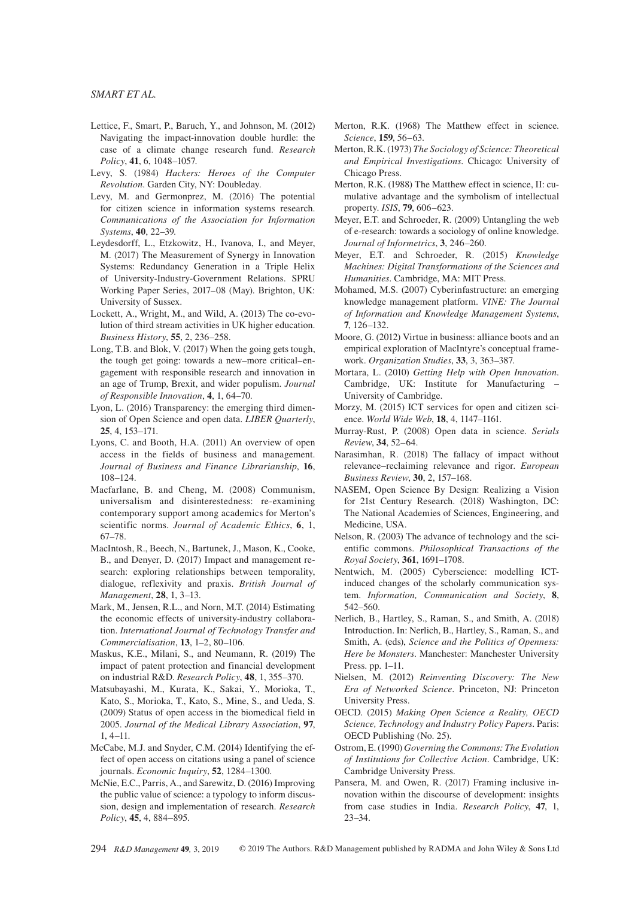Lettice, F., Smart, P., Baruch, Y., and Johnson, M. (2012) Navigating the impact-innovation double hurdle: the case of a climate change research fund. *Research Policy*, **41**, 6, 1048–1057.

Levy, S. (1984) *Hackers: Heroes of the Computer Revolution*. Garden City, NY: Doubleday.

Levy, M. and Germonprez, M. (2016) The potential for citizen science in information systems research. *Communications of the Association for Information Systems*, **40**, 22–39.

Leydesdorff, L., Etzkowitz, H., Ivanova, I., and Meyer, M. (2017) The Measurement of Synergy in Innovation Systems: Redundancy Generation in a Triple Helix of University-Industry-Government Relations. SPRU Working Paper Series, 2017–08 (May). Brighton, UK: University of Sussex.

Lockett, A., Wright, M., and Wild, A. (2013) The co-evolution of third stream activities in UK higher education. *Business History*, **55**, 2, 236–258.

Long, T.B. and Blok, V. (2017) When the going gets tough, the tough get going: towards a new–more critical–engagement with responsible research and innovation in an age of Trump, Brexit, and wider populism. *Journal of Responsible Innovation*, **4**, 1, 64–70.

Lyon, L. (2016) Transparency: the emerging third dimension of Open Science and open data. *LIBER Quarterly*, **25**, 4, 153–171.

Lyons, C. and Booth, H.A. (2011) An overview of open access in the fields of business and management. *Journal of Business and Finance Librarianship*, **16**, 108–124.

Macfarlane, B. and Cheng, M. (2008) Communism, universalism and disinterestedness: re-examining contemporary support among academics for Merton's scientific norms. *Journal of Academic Ethics*, **6**, 1, 67–78.

MacIntosh, R., Beech, N., Bartunek, J., Mason, K., Cooke, B., and Denyer, D. (2017) Impact and management research: exploring relationships between temporality, dialogue, reflexivity and praxis. *British Journal of Management*, **28**, 1, 3–13.

Mark, M., Jensen, R.L., and Norn, M.T. (2014) Estimating the economic effects of university-industry collaboration. *International Journal of Technology Transfer and Commercialisation*, **13**, 1–2, 80–106.

Maskus, K.E., Milani, S., and Neumann, R. (2019) The impact of patent protection and financial development on industrial R&D. *Research Policy*, **48**, 1, 355–370.

Matsubayashi, M., Kurata, K., Sakai, Y., Morioka, T., Kato, S., Morioka, T., Kato, S., Mine, S., and Ueda, S. (2009) Status of open access in the biomedical field in 2005. *Journal of the Medical Library Association*, **97**, 1, 4–11.

McCabe, M.J. and Snyder, C.M. (2014) Identifying the effect of open access on citations using a panel of science journals. *Economic Inquiry*, **52**, 1284–1300.

McNie, E.C., Parris, A., and Sarewitz, D. (2016) Improving the public value of science: a typology to inform discussion, design and implementation of research. *Research Policy*, **45**, 4, 884–895.

Merton, R.K. (1968) The Matthew effect in science. *Science*, **159**, 56–63.

Merton, R.K. (1973) *The Sociology of Science: Theoretical and Empirical Investigations*. Chicago: University of Chicago Press.

Merton, R.K. (1988) The Matthew effect in science, II: cumulative advantage and the symbolism of intellectual property. *ISIS*, **79**, 606–623.

Meyer, E.T. and Schroeder, R. (2009) Untangling the web of e-research: towards a sociology of online knowledge. *Journal of Informetrics*, **3**, 246–260.

Meyer, E.T. and Schroeder, R. (2015) *Knowledge Machines: Digital Transformations of the Sciences and Humanities*. Cambridge, MA: MIT Press.

Mohamed, M.S. (2007) Cyberinfrastructure: an emerging knowledge management platform. *VINE: The Journal of Information and Knowledge Management Systems*, **7**, 126–132.

Moore, G. (2012) Virtue in business: alliance boots and an empirical exploration of MacIntyre's conceptual framework. *Organization Studies*, **33**, 3, 363–387.

Mortara, L. (2010) *Getting Help with Open Innovation*. Cambridge, UK: Institute for Manufacturing – University of Cambridge.

Morzy, M. (2015) ICT services for open and citizen science. *World Wide Web*, **18**, 4, 1147–1161.

Murray-Rust, P. (2008) Open data in science. *Serials Review*, **34**, 52–64.

Narasimhan, R. (2018) The fallacy of impact without relevance–reclaiming relevance and rigor. *European Business Review*, **30**, 2, 157–168.

NASEM, Open Science By Design: Realizing a Vision for 21st Century Research. (2018) Washington, DC: The National Academies of Sciences, Engineering, and Medicine, USA.

Nelson, R. (2003) The advance of technology and the scientific commons. *Philosophical Transactions of the Royal Society*, **361**, 1691–1708.

Nentwich, M. (2005) Cyberscience: modelling ICT-induced changes of the scholarly communication system. *Information, Communication and Society*, **8**, 542–560.

Nerlich, B., Hartley, S., Raman, S., and Smith, A. (2018) Introduction. In: Nerlich, B., Hartley, S., Raman, S., and Smith, A. (eds), *Science and the Politics of Openness: Here be Monsters*. Manchester: Manchester University Press. pp. 1–11.

Nielsen, M. (2012) *Reinventing Discovery: The New Era of Networked Science*. Princeton, NJ: Princeton University Press.

OECD. (2015) *Making Open Science a Reality, OECD Science, Technology and Industry Policy Papers*. Paris: OECD Publishing (No. 25).

Ostrom, E. (1990) *Governing the Commons: The Evolution of Institutions for Collective Action*. Cambridge, UK: Cambridge University Press.

Pansera, M. and Owen, R. (2017) Framing inclusive innovation within the discourse of development: insights from case studies in India. *Research Policy*, **47**, 1, 23–34.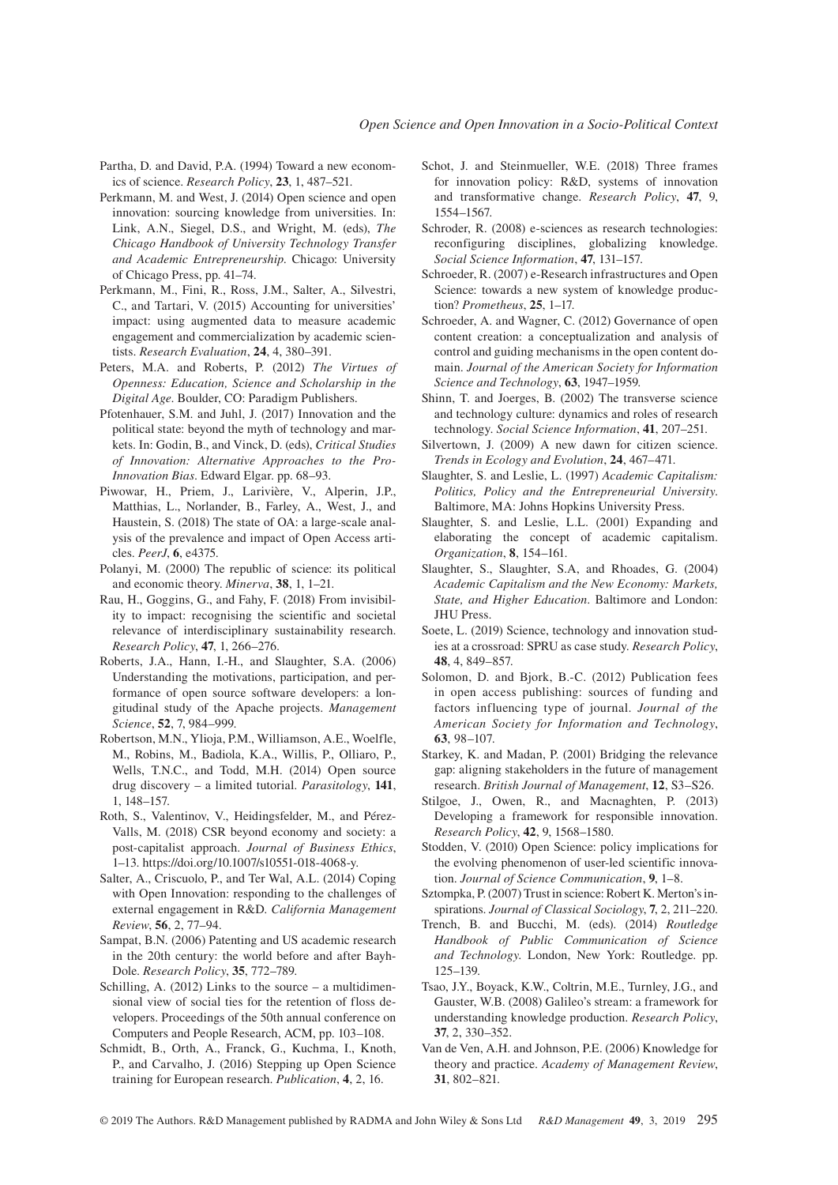Partha, D. and David, P.A. (1994) Toward a new economics of science. *Research Policy*, **23**, 1, 487–521.

Perkmann, M. and West, J. (2014) Open science and open innovation: sourcing knowledge from universities. In: Link, A.N., Siegel, D.S., and Wright, M. (eds), *The Chicago Handbook of University Technology Transfer and Academic Entrepreneurship*. Chicago: University of Chicago Press, pp. 41–74.

Perkmann, M., Fini, R., Ross, J.M., Salter, A., Silvestri, C., and Tartari, V. (2015) Accounting for universities' impact: using augmented data to measure academic engagement and commercialization by academic scientists. *Research Evaluation*, **24**, 4, 380–391.

Peters, M.A. and Roberts, P. (2012) *The Virtues of Openness: Education, Science and Scholarship in the Digital Age*. Boulder, CO: Paradigm Publishers.

Pfotenhauer, S.M. and Juhl, J. (2017) Innovation and the political state: beyond the myth of technology and markets. In: Godin, B., and Vinck, D. (eds), *Critical Studies of Innovation: Alternative Approaches to the Pro-Innovation Bias*. Edward Elgar. pp. 68–93.

Piwowar, H., Priem, J., Larivière, V., Alperin, J.P., Matthias, L., Norlander, B., Farley, A., West, J., and Haustein, S. (2018) The state of OA: a large-scale analysis of the prevalence and impact of Open Access articles. *PeerJ*, **6**, e4375.

Polanyi, M. (2000) The republic of science: its political and economic theory. *Minerva*, **38**, 1, 1–21.

Rau, H., Goggins, G., and Fahy, F. (2018) From invisibility to impact: recognising the scientific and societal relevance of interdisciplinary sustainability research. *Research Policy*, **47**, 1, 266–276.

Roberts, J.A., Hann, I.-H., and Slaughter, S.A. (2006) Understanding the motivations, participation, and performance of open source software developers: a longitudinal study of the Apache projects. *Management Science*, **52**, 7, 984–999.

Robertson, M.N., Ylioja, P.M., Williamson, A.E., Woelfle, M., Robins, M., Badiola, K.A., Willis, P., Olliaro, P., Wells, T.N.C., and Todd, M.H. (2014) Open source drug discovery – a limited tutorial. *Parasitology*, **141**, 1, 148–157.

Roth, S., Valentinov, V., Heidingsfelder, M., and Pérez-Valls, M. (2018) CSR beyond economy and society: a post-capitalist approach. *Journal of Business Ethics*, 1–13. https://doi.org/10.1007/s10551-018-4068-y.

Salter, A., Criscuolo, P., and Ter Wal, A.L. (2014) Coping with Open Innovation: responding to the challenges of external engagement in R&D. *California Management Review*, **56**, 2, 77–94.

Sampat, B.N. (2006) Patenting and US academic research in the 20th century: the world before and after Bayh-Dole. *Research Policy*, **35**, 772–789.

Schilling, A. (2012) Links to the source – a multidimensional view of social ties for the retention of floss developers. Proceedings of the 50th annual conference on Computers and People Research, ACM, pp. 103–108.

Schmidt, B., Orth, A., Franck, G., Kuchma, I., Knoth, P., and Carvalho, J. (2016) Stepping up Open Science training for European research. *Publication*, **4**, 2, 16.

Schot, J. and Steinmueller, W.E. (2018) Three frames for innovation policy: R&D, systems of innovation and transformative change. *Research Policy*, **47**, 9, 1554–1567.

Schroder, R. (2008) e-sciences as research technologies: reconfiguring disciplines, globalizing knowledge. *Social Science Information*, **47**, 131–157.

Schroeder, R. (2007) e-Research infrastructures and Open Science: towards a new system of knowledge production? *Prometheus*, **25**, 1–17.

Schroeder, A. and Wagner, C. (2012) Governance of open content creation: a conceptualization and analysis of control and guiding mechanisms in the open content domain. *Journal of the American Society for Information Science and Technology*, **63**, 1947–1959.

Shinn, T. and Joerges, B. (2002) The transverse science and technology culture: dynamics and roles of research technology. *Social Science Information*, **41**, 207–251.

Silvertown, J. (2009) A new dawn for citizen science. *Trends in Ecology and Evolution*, **24**, 467–471.

Slaughter, S. and Leslie, L. (1997) *Academic Capitalism: Politics, Policy and the Entrepreneurial University*. Baltimore, MA: Johns Hopkins University Press.

Slaughter, S. and Leslie, L.L. (2001) Expanding and elaborating the concept of academic capitalism. *Organization*, **8**, 154–161.

Slaughter, S., Slaughter, S.A, and Rhoades, G. (2004) *Academic Capitalism and the New Economy: Markets, State, and Higher Education*. Baltimore and London: JHU Press.

Soete, L. (2019) Science, technology and innovation studies at a crossroad: SPRU as case study. *Research Policy*, **48**, 4, 849–857.

Solomon, D. and Bjork, B.-C. (2012) Publication fees in open access publishing: sources of funding and factors influencing type of journal. *Journal of the American Society for Information and Technology*, **63**, 98–107.

Starkey, K. and Madan, P. (2001) Bridging the relevance gap: aligning stakeholders in the future of management research. *British Journal of Management*, **12**, S3–S26.

Stilgoe, J., Owen, R., and Macnaghten, P. (2013) Developing a framework for responsible innovation. *Research Policy*, **42**, 9, 1568–1580.

Stodden, V. (2010) Open Science: policy implications for the evolving phenomenon of user-led scientific innovation. *Journal of Science Communication*, **9**, 1–8.

Sztompka, P. (2007) Trust in science: Robert K. Merton's inspirations. *Journal of Classical Sociology*, **7**, 2, 211–220.

Trench, B. and Bucchi, M. (eds). (2014) *Routledge Handbook of Public Communication of Science and Technology*. London, New York: Routledge. pp. 125–139.

Tsao, J.Y., Boyack, K.W., Coltrin, M.E., Turnley, J.G., and Gauster, W.B. (2008) Galileo's stream: a framework for understanding knowledge production. *Research Policy*, **37**, 2, 330–352.

Van de Ven, A.H. and Johnson, P.E. (2006) Knowledge for theory and practice. *Academy of Management Review*, **31**, 802–821.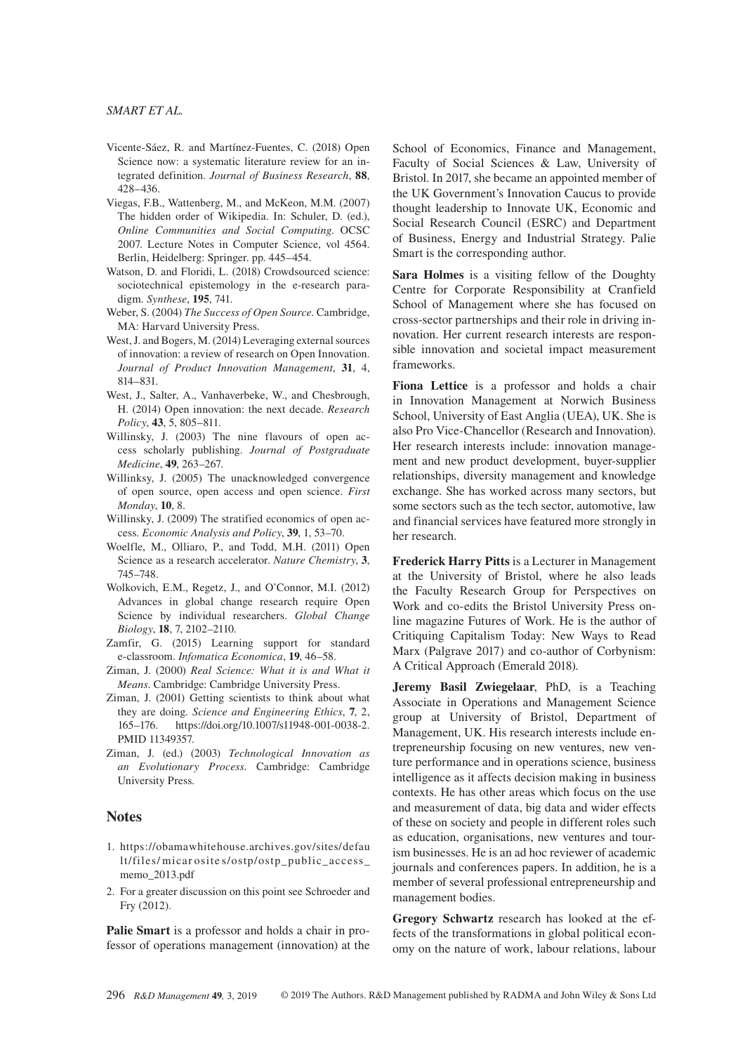Vicente-Sáez, R. and Martínez-Fuentes, C. (2018) Open Science now: a systematic literature review for an integrated definition. *Journal of Business Research*, **88**, 428–436.

Viegas, F.B., Wattenberg, M., and McKeon, M.M. (2007) The hidden order of Wikipedia. In: Schuler, D. (ed.), *Online Communities and Social Computing*. OCSC 2007. Lecture Notes in Computer Science, vol 4564. Berlin, Heidelberg: Springer. pp. 445–454.

Watson, D. and Floridi, L. (2018) Crowdsourced science: sociotechnical epistemology in the e-research paradigm. *Synthese*, **195**, 741.

Weber, S. (2004) *The Success of Open Source*. Cambridge, MA: Harvard University Press.

West, J. and Bogers, M. (2014) Leveraging external sources of innovation: a review of research on Open Innovation. *Journal of Product Innovation Management*, **31**, 4, 814–831.

West, J., Salter, A., Vanhaverbeke, W., and Chesbrough, H. (2014) Open innovation: the next decade. *Research Policy*, **43**, 5, 805–811.

Willinsky, J. (2003) The nine flavours of open access scholarly publishing. *Journal of Postgraduate Medicine*, **49**, 263–267.

Willinksy, J. (2005) The unacknowledged convergence of open source, open access and open science. *First Monday*, **10**, 8.

Willinsky, J. (2009) The stratified economics of open access. *Economic Analysis and Policy*, **39**, 1, 53–70.

Woelfle, M., Olliaro, P., and Todd, M.H. (2011) Open Science as a research accelerator. *Nature Chemistry*, **3**, 745–748.

Wolkovich, E.M., Regetz, J., and O'Connor, M.I. (2012) Advances in global change research require Open Science by individual researchers. *Global Change Biology*, **18**, 7, 2102–2110.

Zamfir, G. (2015) Learning support for standard e-classroom. *Infomatica Economica*, **19**, 46–58.

Ziman, J. (2000) *Real Science: What it is and What it Means*. Cambridge: Cambridge University Press.

Ziman, J. (2001) Getting scientists to think about what they are doing. *Science and Engineering Ethics*, **7**, 2, 165–176. https://doi.org/10.1007/s11948-001-0038-2. PMID 11349357.

Ziman, J. (ed.) (2003) *Technological Innovation as an Evolutionary Process*. Cambridge: Cambridge University Press.

## Notes

1. https://obamawhitehouse.archives.gov/sites/default/files/micrositesostp/ostp_public_access_memo_2013.pdf
2. For a greater discussion on this point see Schroeder and Fry (2012).

**Palie Smart** is a professor and holds a chair in professor of operations management (innovation) at the School of Economics, Finance and Management, Faculty of Social Sciences & Law, University of Bristol. In 2017, she became an appointed member of the UK Government's Innovation Caucus to provide thought leadership to Innovate UK, Economic and Social Research Council (ESRC) and Department of Business, Energy and Industrial Strategy. Palie Smart is the corresponding author.

**Sara Holmes** is a visiting fellow of the Doughty Centre for Corporate Responsibility at Cranfield School of Management where she has focused on cross-sector partnerships and their role in driving innovation. Her current research interests are responsible innovation and societal impact measurement frameworks.

**Fiona Lettice** is a professor and holds a chair in Innovation Management at Norwich Business School, University of East Anglia (UEA), UK. She is also Pro Vice-Chancellor (Research and Innovation). Her research interests include: innovation management and new product development, buyer-supplier relationships, diversity management and knowledge exchange. She has worked across many sectors, but some sectors such as the tech sector, automotive, law and financial services have featured more strongly in her research.

**Frederick Harry Pitts** is a Lecturer in Management at the University of Bristol, where he also leads the Faculty Research Group for Perspectives on Work and co-edits the Bristol University Press online magazine Futures of Work. He is the author of Critiquing Capitalism Today: New Ways to Read Marx (Palgrave 2017) and co-author of Corbynism: A Critical Approach (Emerald 2018).

**Jeremy Basil Zwiegelaar**, PhD, is a Teaching Associate in Operations and Management Science group at University of Bristol, Department of Management, UK. His research interests include entrepreneurship focusing on new ventures, new venture performance and in operations science, business intelligence as it affects decision making in business contexts. He has other areas which focus on the use and measurement of data, big data and wider effects of these on society and people in different roles such as education, organisations, new ventures and tourism businesses. He is an ad hoc reviewer of academic journals and conferences papers. In addition, he is a member of several professional entrepreneurship and management bodies.

**Gregory Schwartz** research has looked at the effects of the transformations in global political economy on the nature of work, labour relations, labour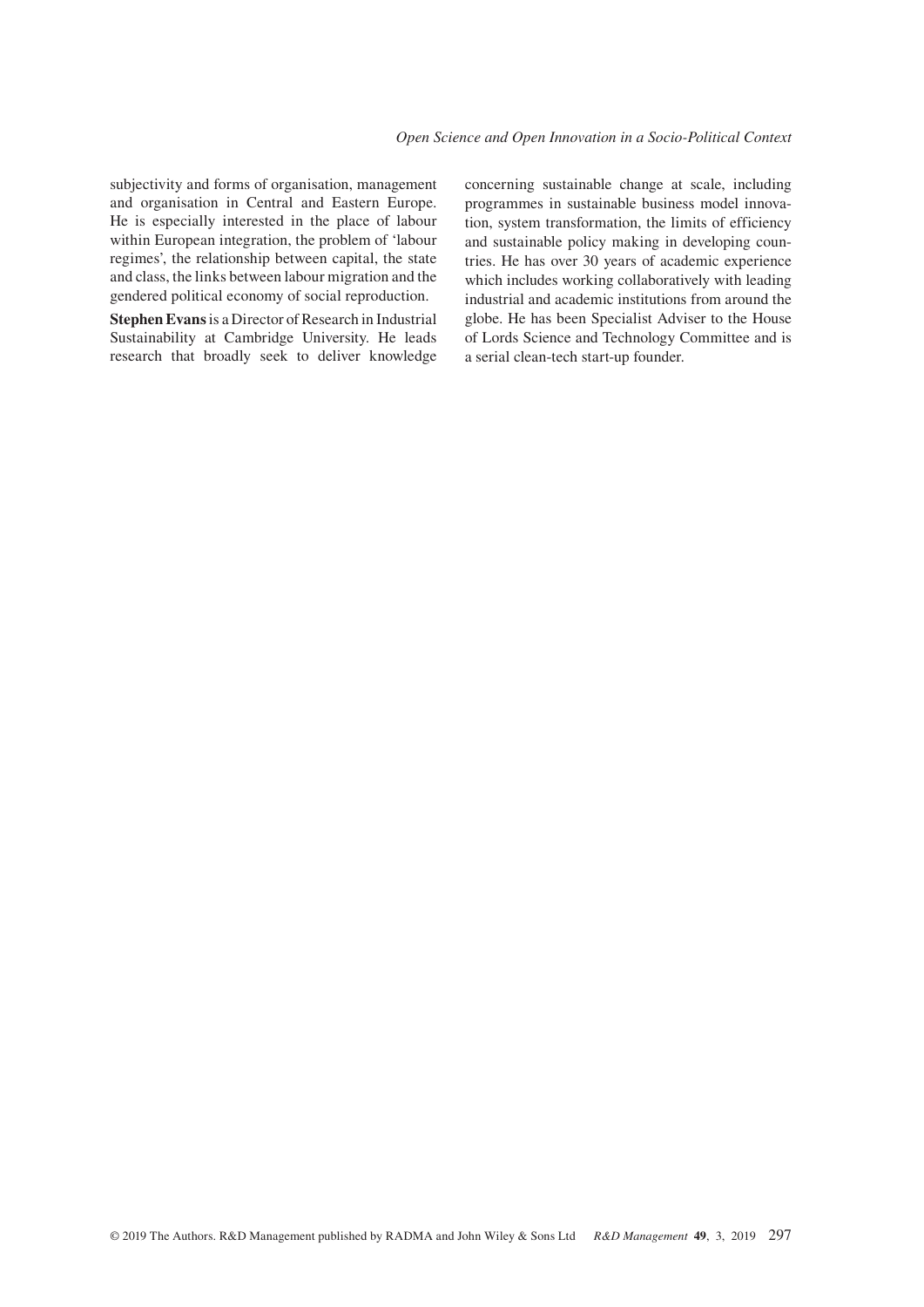subjectivity and forms of organisation, management and organisation in Central and Eastern Europe. He is especially interested in the place of labour within European integration, the problem of 'labour regimes', the relationship between capital, the state and class, the links between labour migration and the gendered political economy of social reproduction.

**Stephen Evans** is a Director of Research in Industrial Sustainability at Cambridge University. He leads research that broadly seek to deliver knowledge concerning sustainable change at scale, including programmes in sustainable business model innovation, system transformation, the limits of efficiency and sustainable policy making in developing countries. He has over 30 years of academic experience which includes working collaboratively with leading industrial and academic institutions from around the globe. He has been Specialist Adviser to the House of Lords Science and Technology Committee and is a serial clean-tech start-up founder.